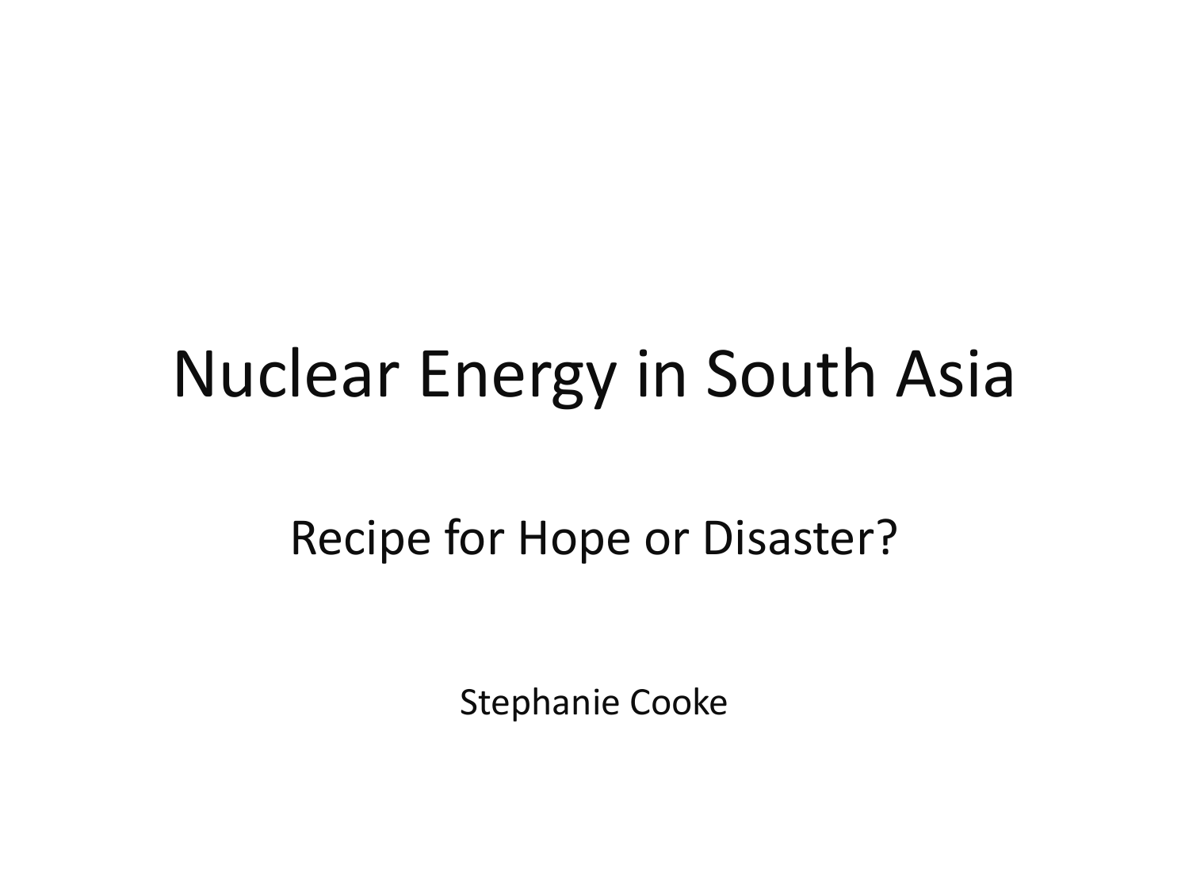# Nuclear Energy in South Asia

## Recipe for Hope or Disaster?

Stephanie Cooke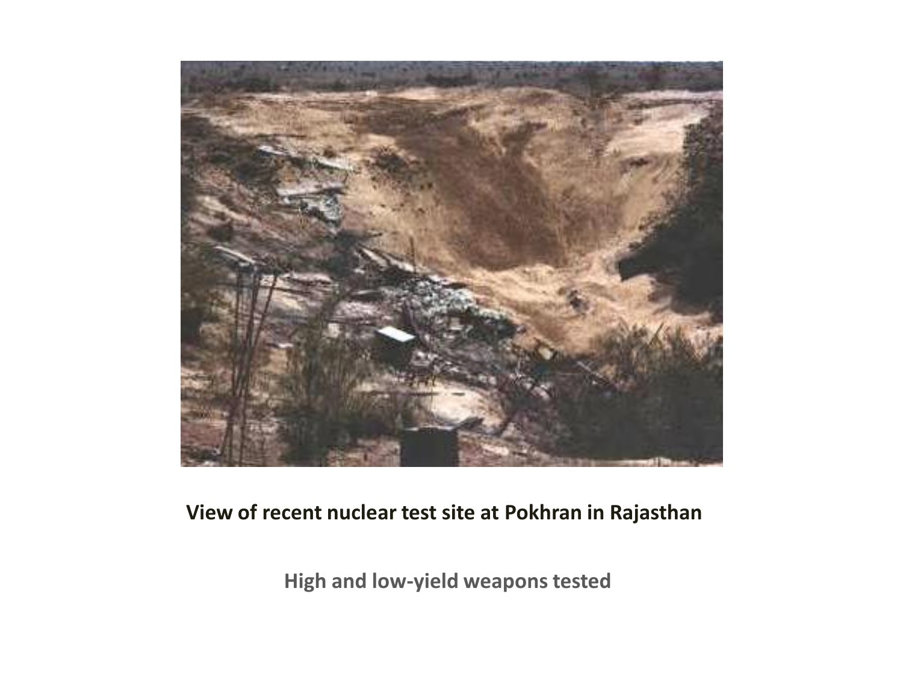**View of recent nuclear test site at Pokhran in Rajasthan**

**High and low-yield weapons tested**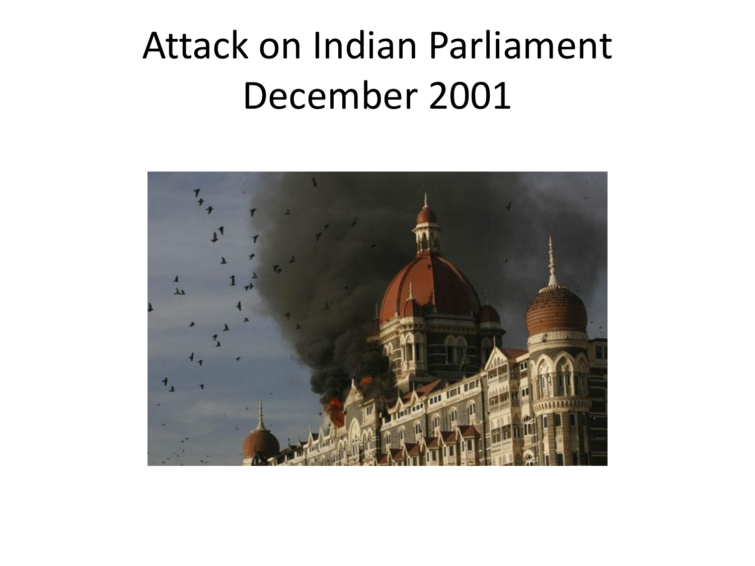# Attack on Indian Parliament December 2001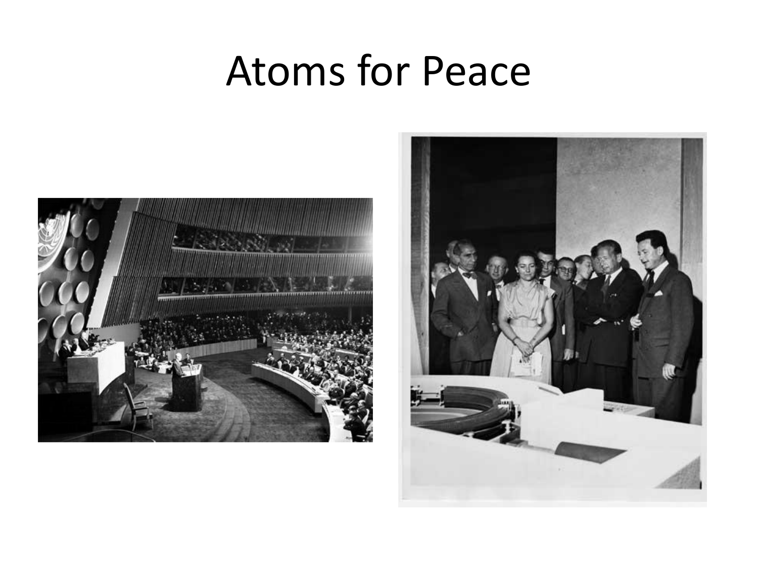# Atoms for Peace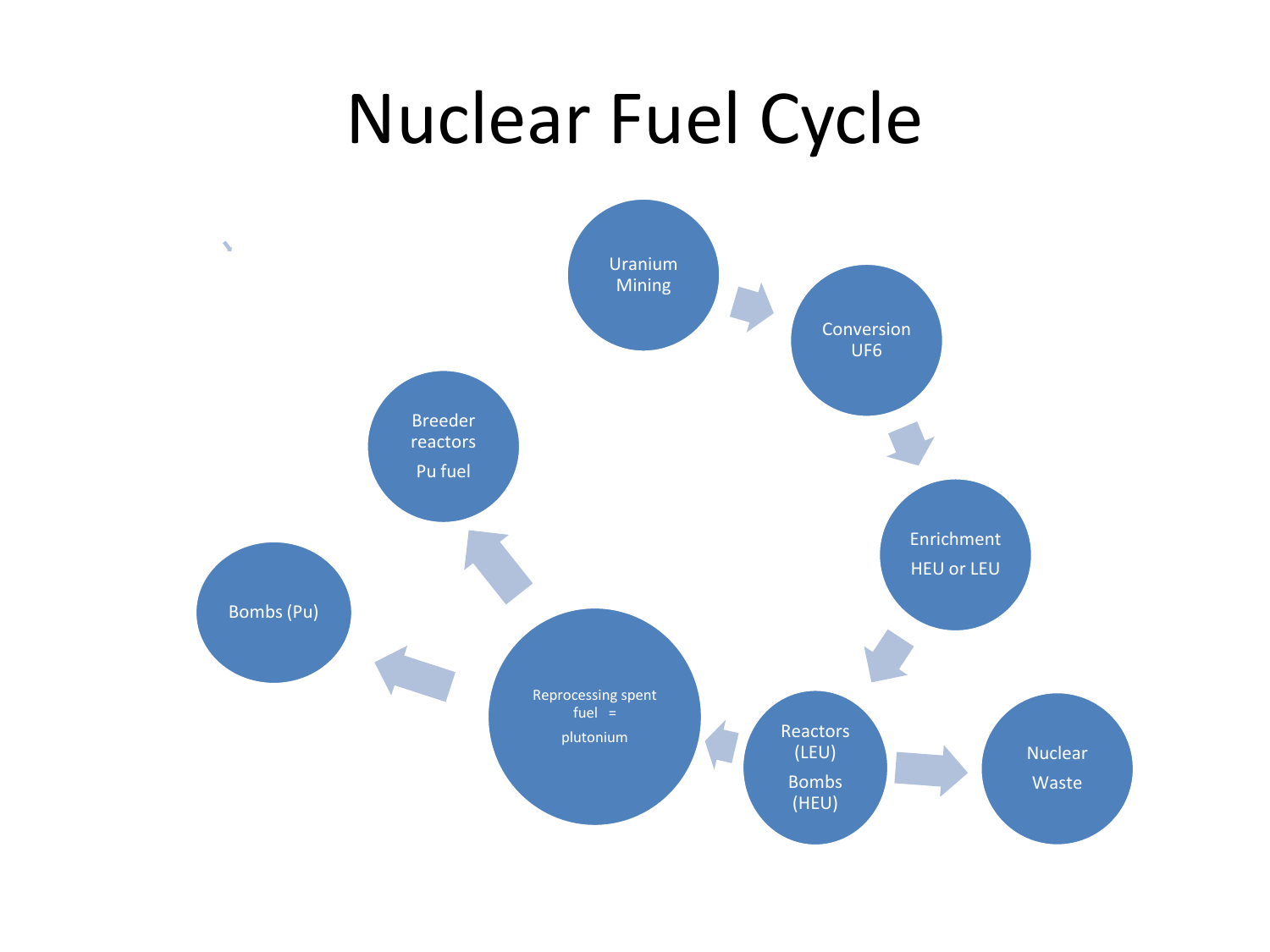# Nuclear Fuel Cycle

Uranium Mining

Conversion UF6

Enrichment HEU or LEU

Reactors (LEU) Bombs (HEU)

Nuclear Waste

Reprocessing spent fuel = plutonium

Breeder reactors Pu fuel

Bombs (Pu)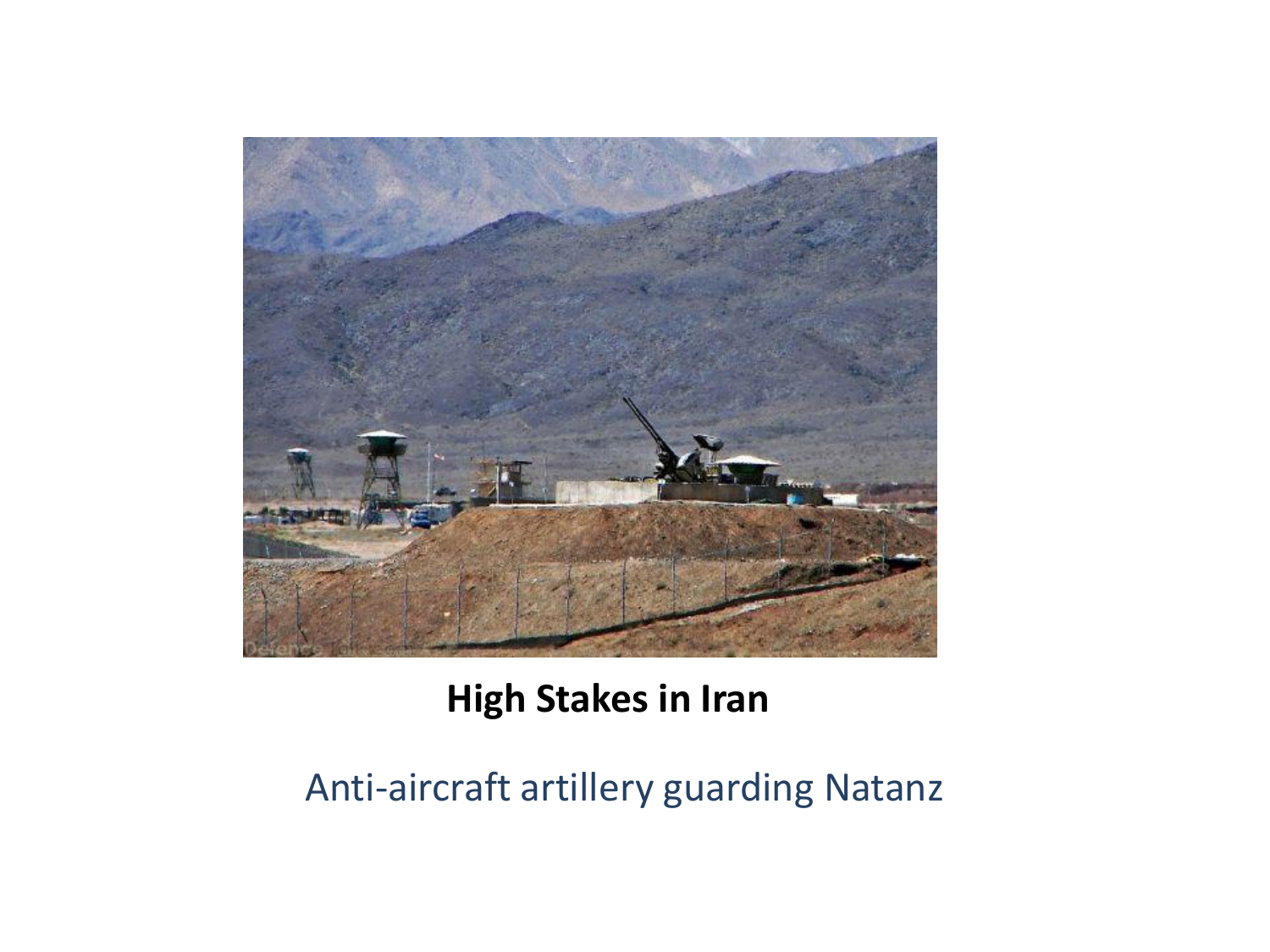**High Stakes in Iran**

Anti-aircraft artillery guarding Natanz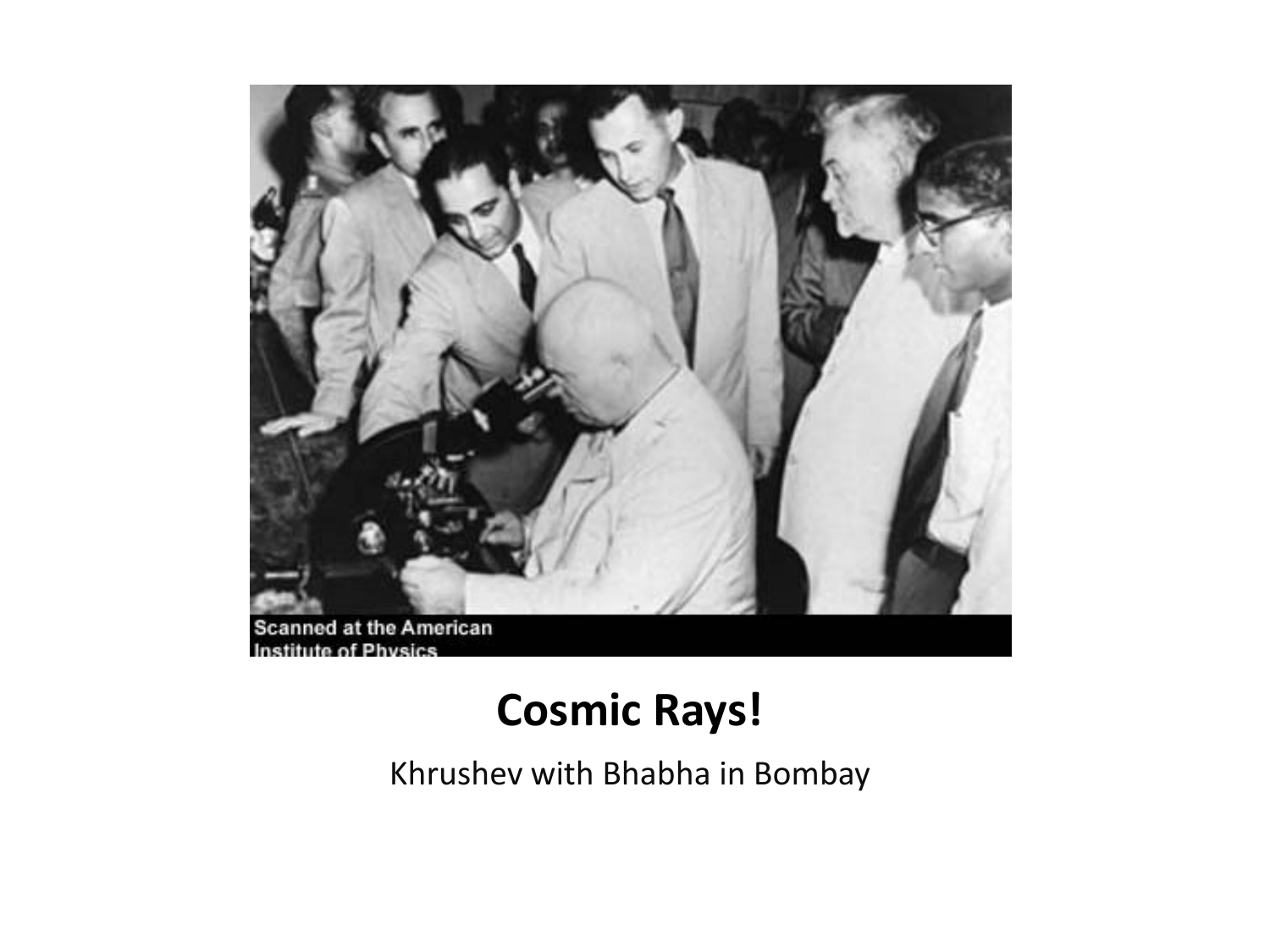Scanned at the American Institute of Physics

**Cosmic Rays!**

Khrushev with Bhabha in Bombay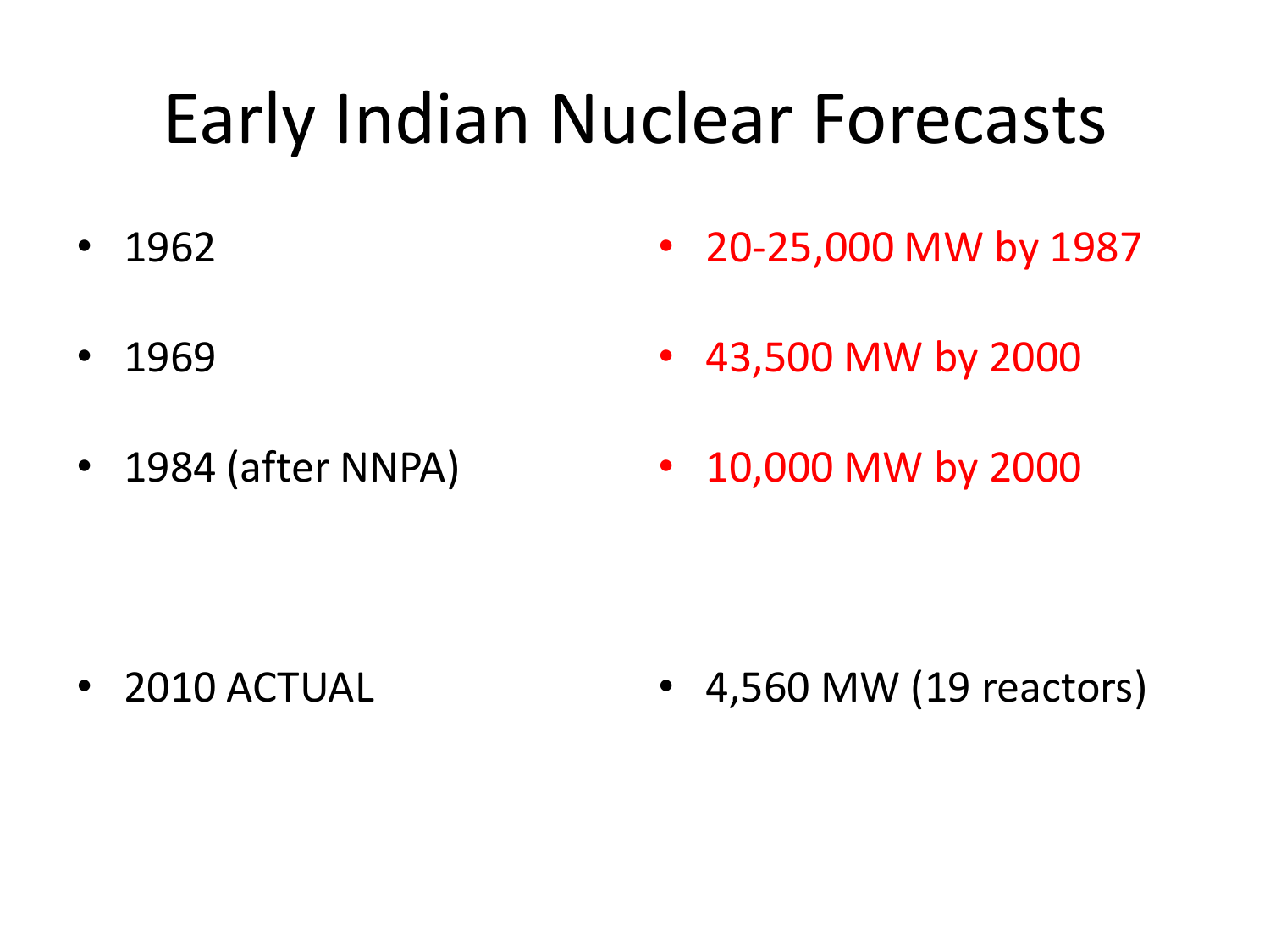# Early Indian Nuclear Forecasts

| | |
|---|---|
| 1962 | 20-25,000 MW by 1987 |
| 1969 | 43,500 MW by 2000 |
| 1984 (after NNPA) | 10,000 MW by 2000 |
| 2010 ACTUAL | 4,560 MW (19 reactors) |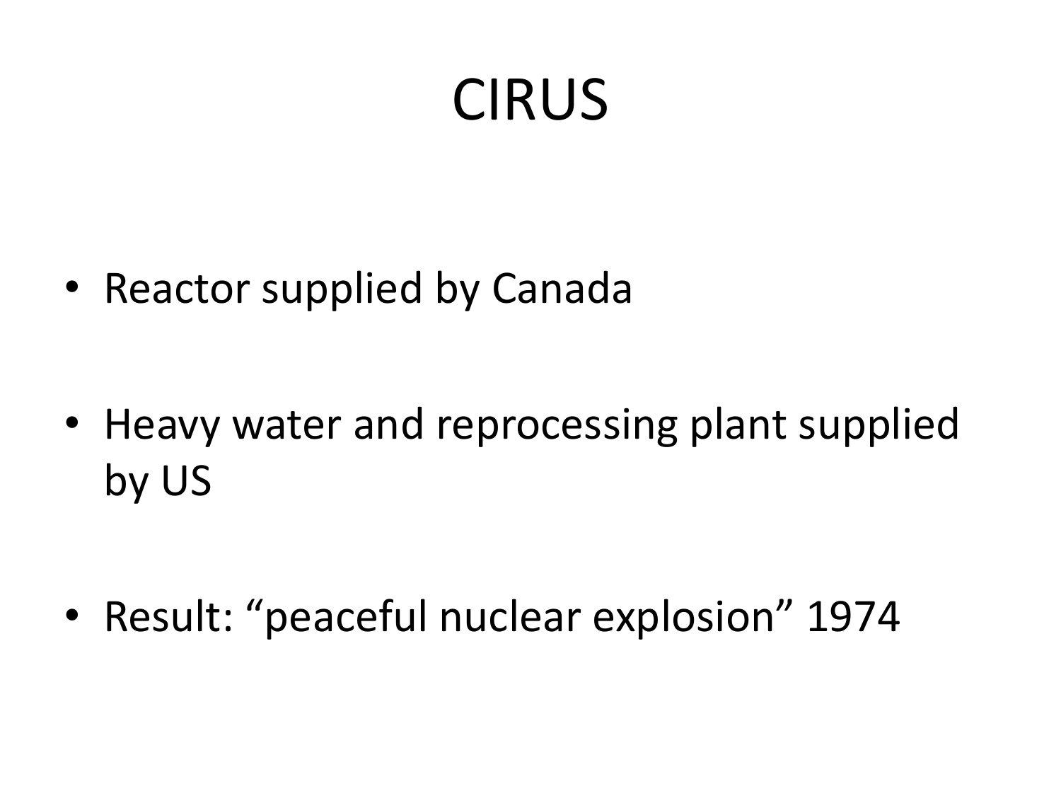# CIRUS

- Reactor supplied by Canada
- Heavy water and reprocessing plant supplied by US
- Result: “peaceful nuclear explosion” 1974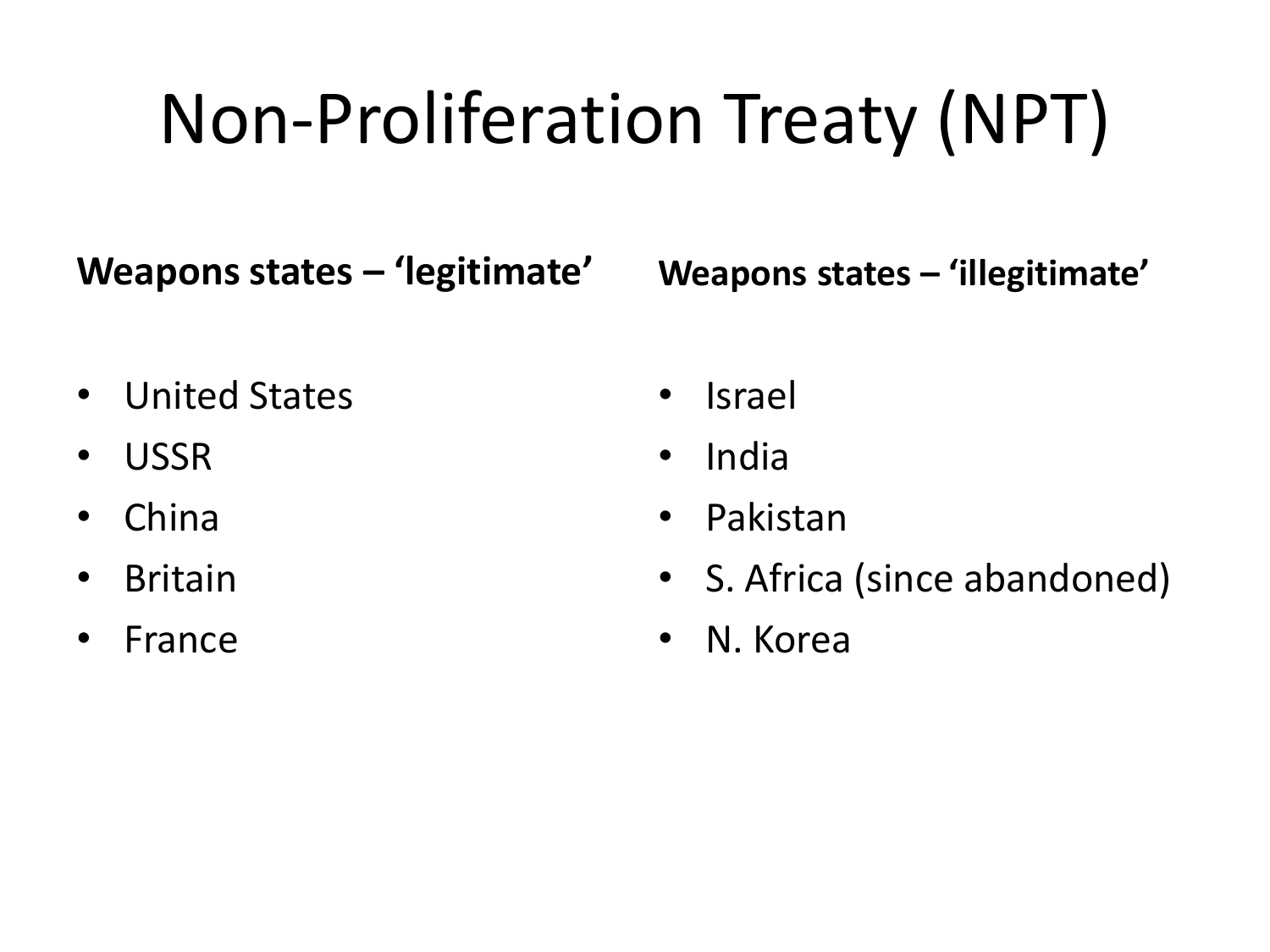# Non-Proliferation Treaty (NPT)

**Weapons states – 'legitimate'**

- United States
- USSR
- China
- Britain
- France

**Weapons states – 'illegitimate'**

- Israel
- India
- Pakistan
- S. Africa (since abandoned)
- N. Korea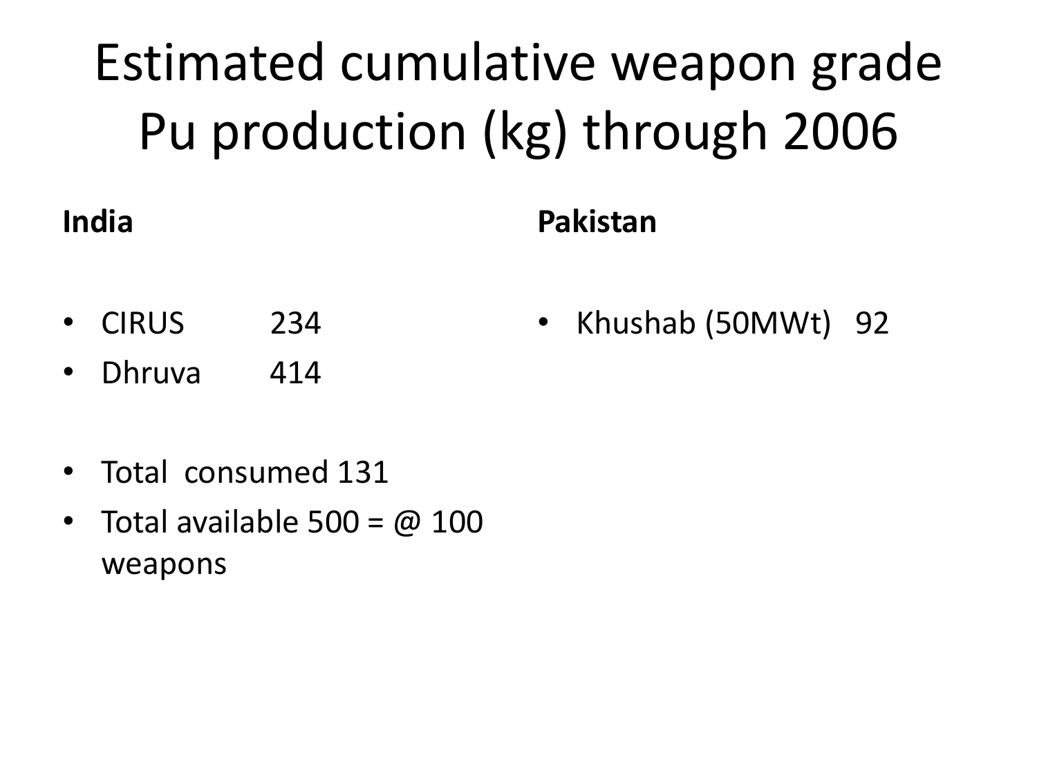# Estimated cumulative weapon grade Pu production (kg) through 2006

**India**

- CIRUS 234
- Dhruva 414

- Total consumed 131
- Total available 500 = @ 100 weapons

**Pakistan**

- Khushab (50MWt) 92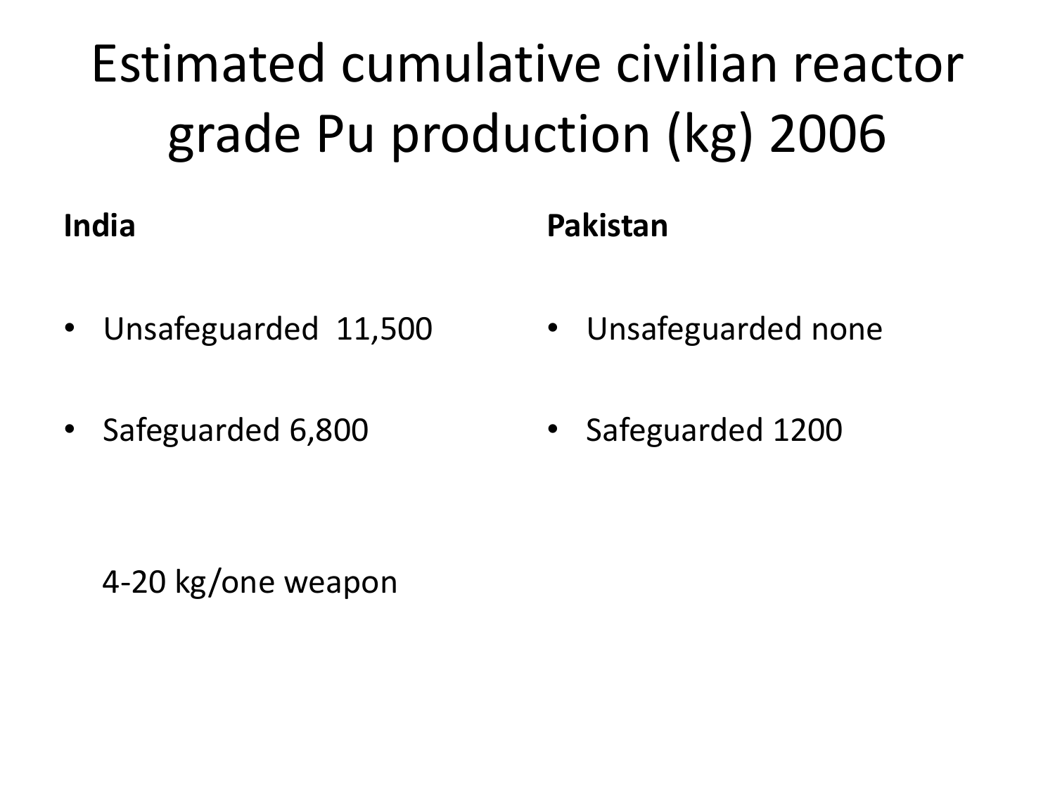# Estimated cumulative civilian reactor grade Pu production (kg) 2006

**India**

- Unsafeguarded 11,500
- Safeguarded 6,800

4-20 kg/one weapon

**Pakistan**

- Unsafeguarded none
- Safeguarded 1200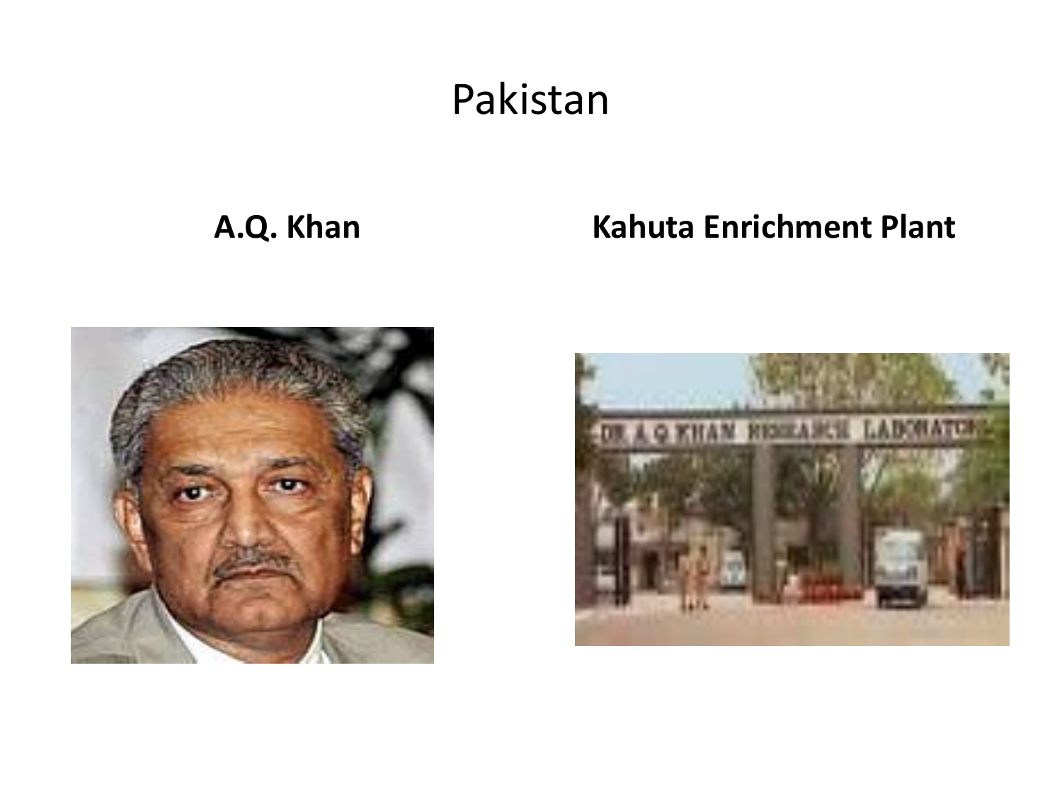# Pakistan

**A.Q. Khan**

**Kahuta Enrichment Plant**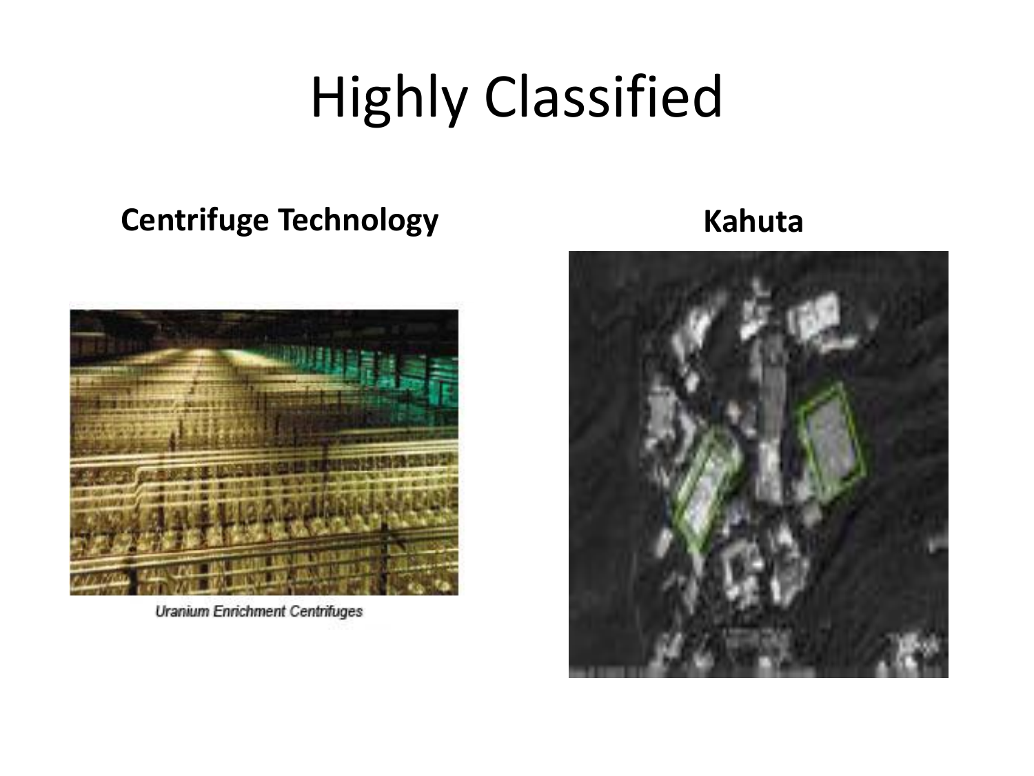# Highly Classified

**Centrifuge Technology**

Uranium Enrichment Centrifuges

**Kahuta**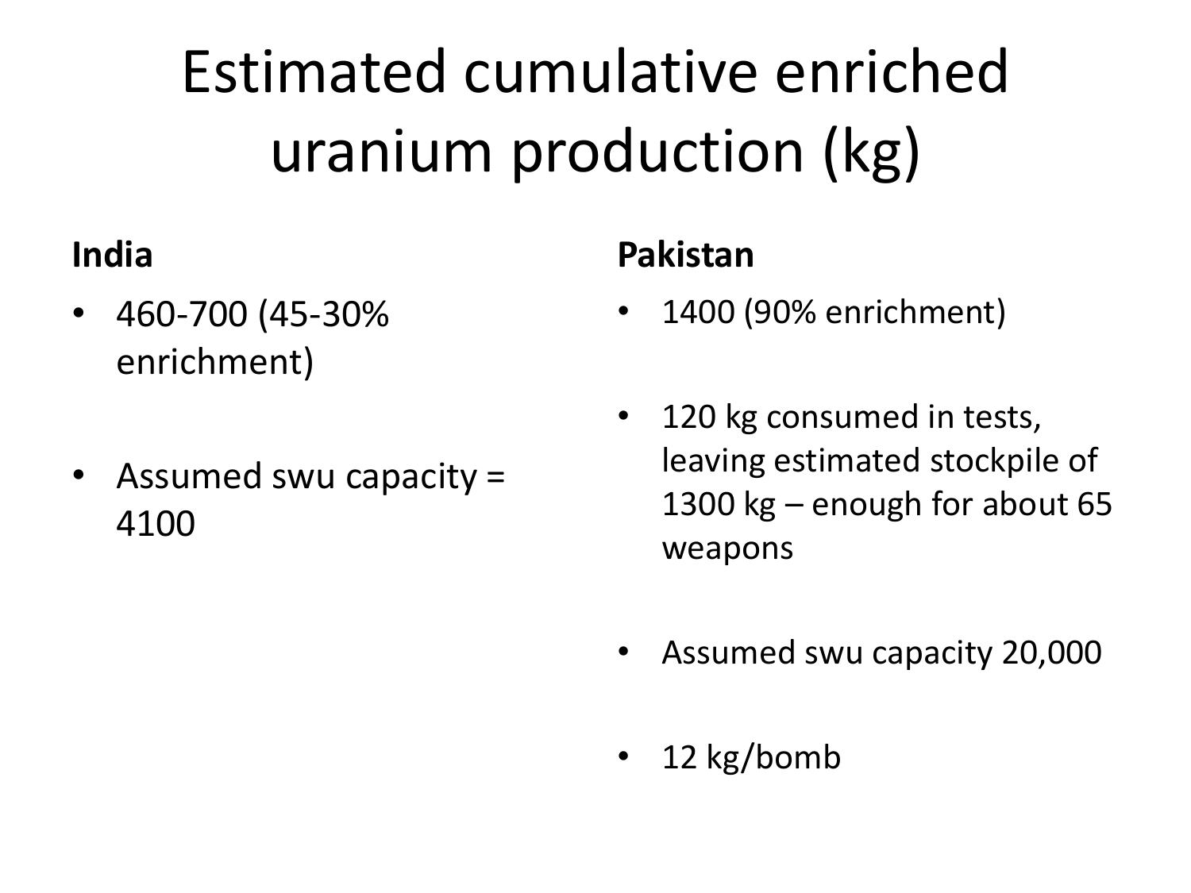# Estimated cumulative enriched uranium production (kg)

**India**

- 460-700 (45-30% enrichment)
- Assumed swu capacity = 4100

**Pakistan**

- 1400 (90% enrichment)
- 120 kg consumed in tests, leaving estimated stockpile of 1300 kg – enough for about 65 weapons
- Assumed swu capacity 20,000
- 12 kg/bomb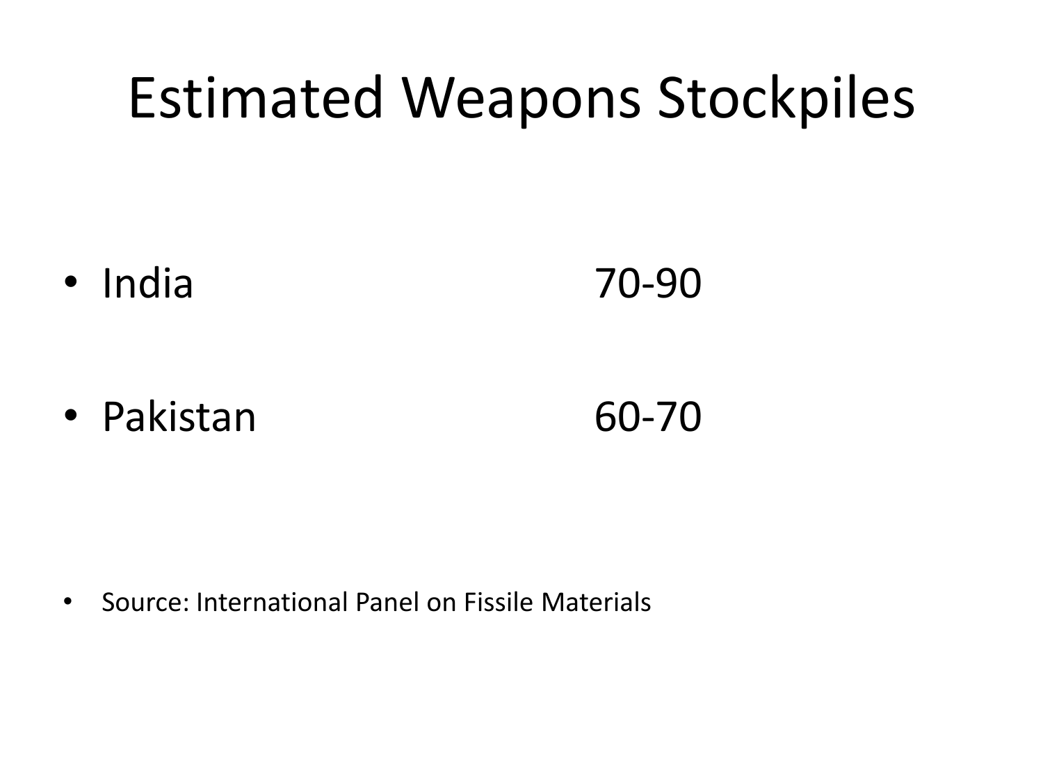# Estimated Weapons Stockpiles

- India 70-90
- Pakistan 60-70

- Source: International Panel on Fissile Materials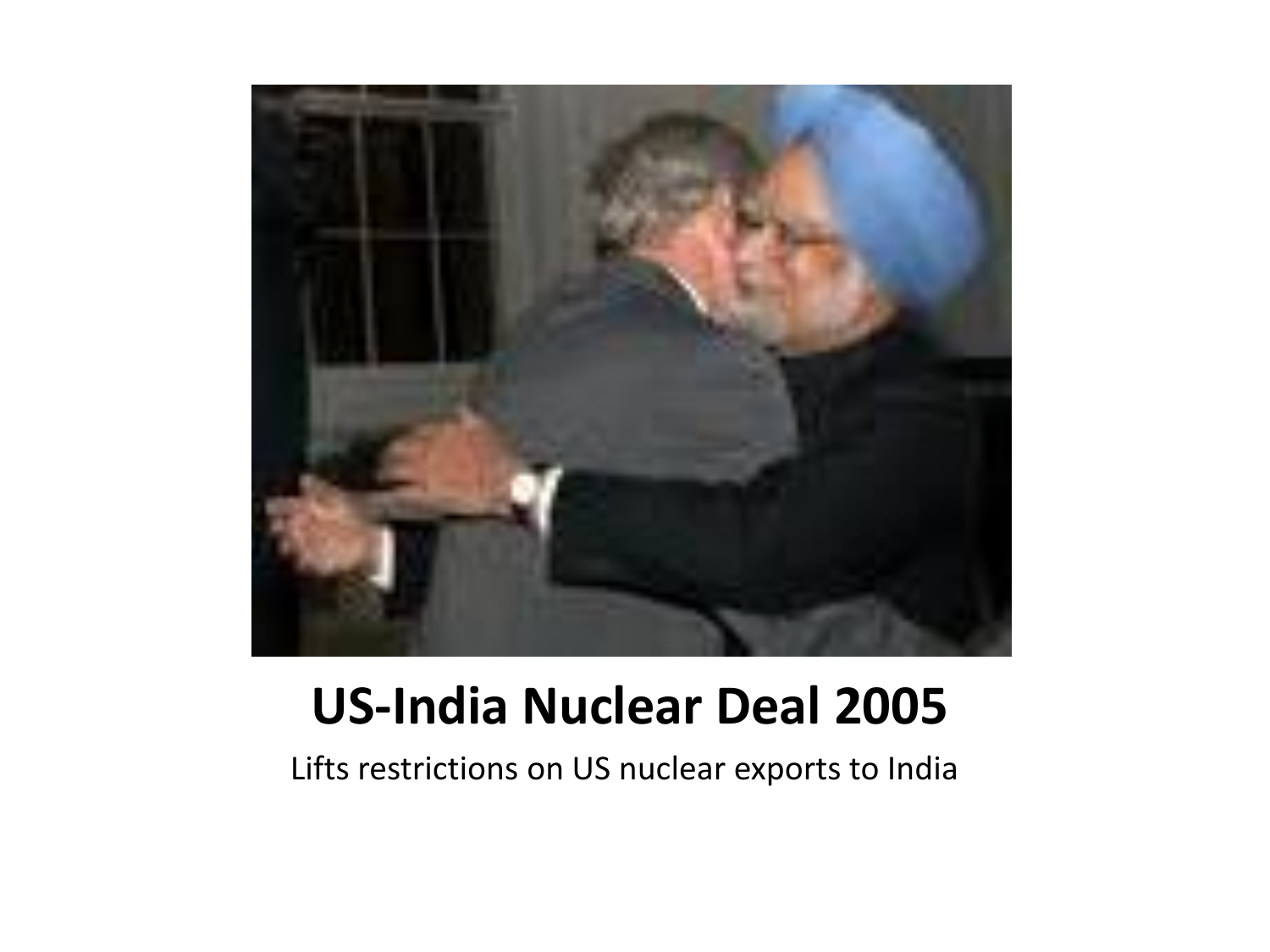## US-India Nuclear Deal 2005

Lifts restrictions on US nuclear exports to India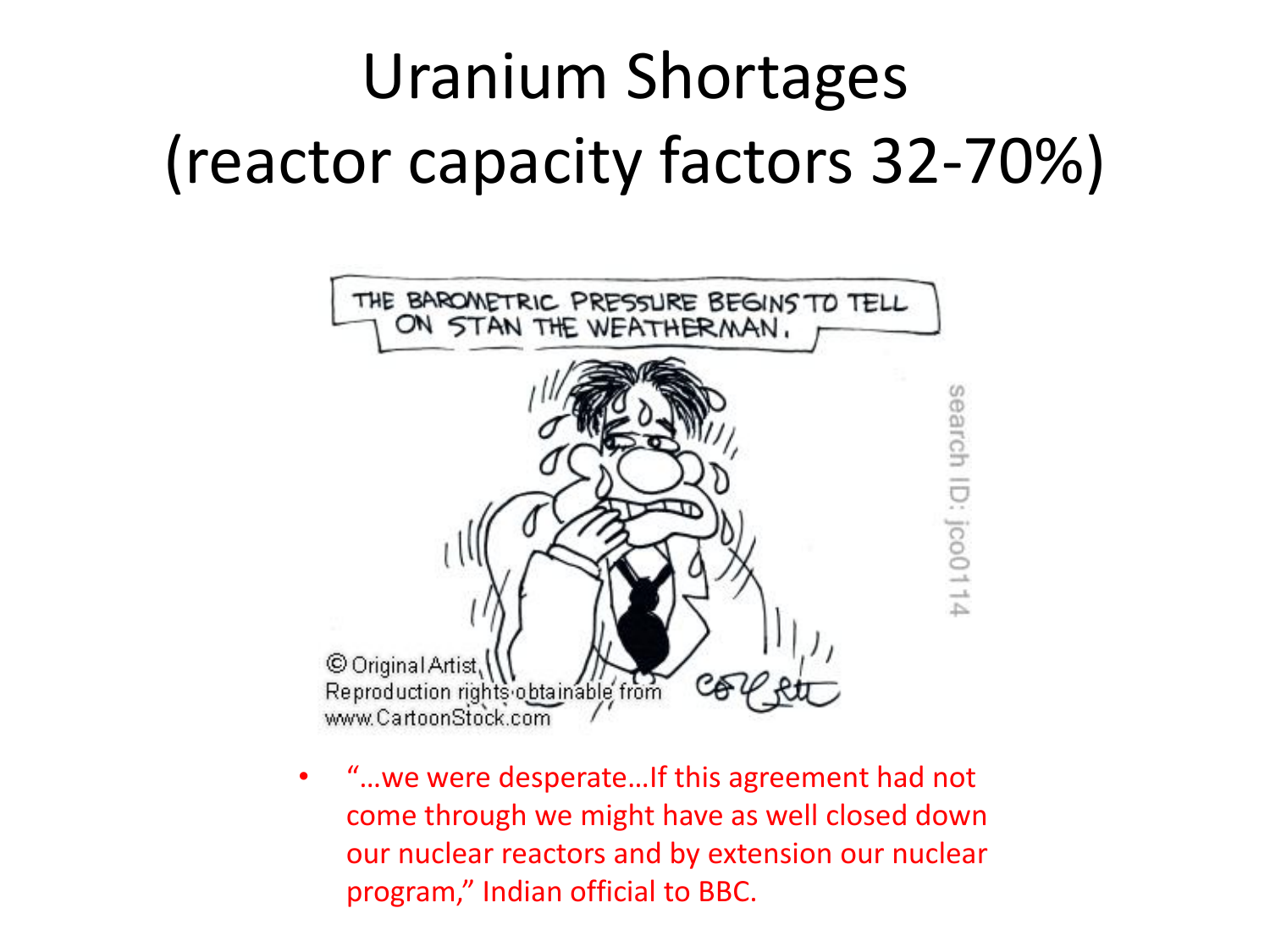# Uranium Shortages (reactor capacity factors 32-70%)

- "…we were desperate…If this agreement had not come through we might have as well closed down our nuclear reactors and by extension our nuclear program," Indian official to BBC.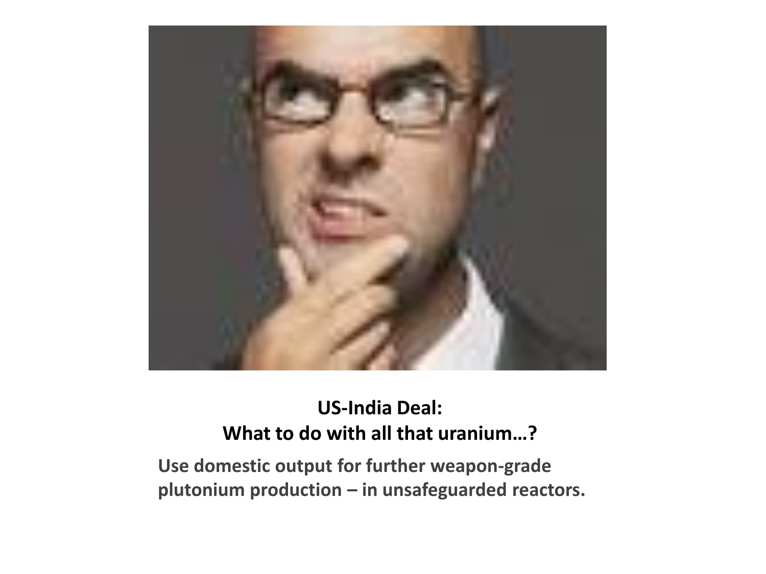**US-India Deal:**
**What to do with all that uranium…?**

**Use domestic output for further weapon-grade plutonium production – in unsafeguarded reactors.**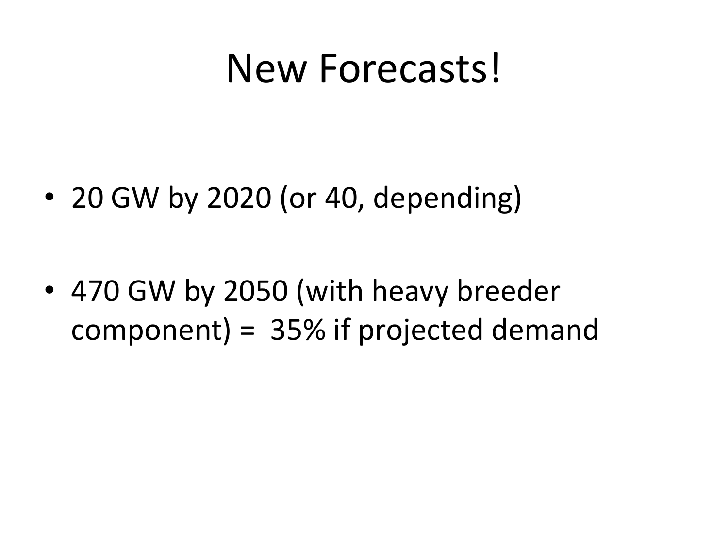# New Forecasts!

- 20 GW by 2020 (or 40, depending)
- 470 GW by 2050 (with heavy breeder component) = 35% if projected demand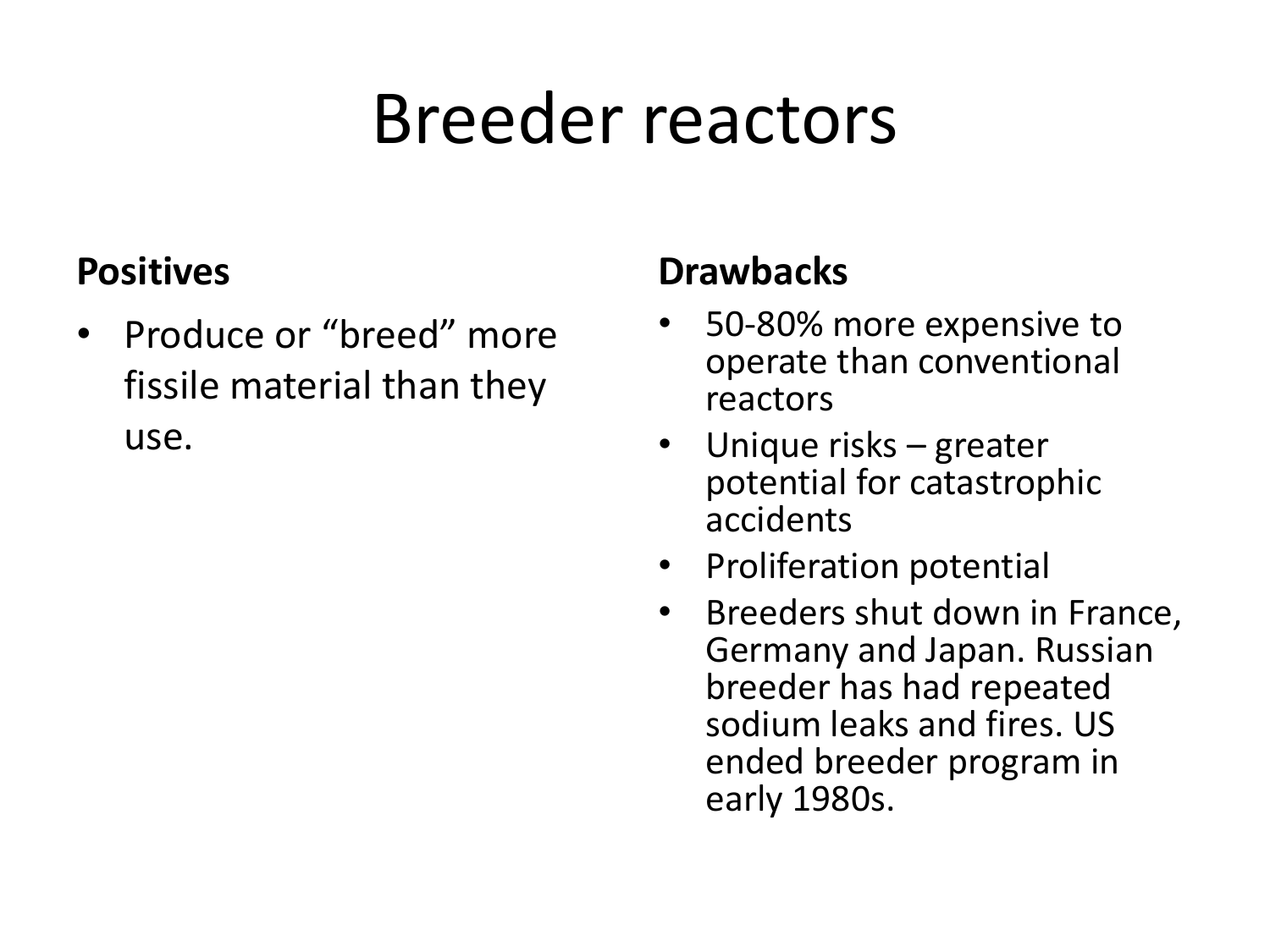# Breeder reactors

**Positives**

- Produce or "breed" more fissile material than they use.

**Drawbacks**

- 50-80% more expensive to operate than conventional reactors
- Unique risks – greater potential for catastrophic accidents
- Proliferation potential
- Breeders shut down in France, Germany and Japan. Russian breeder has had repeated sodium leaks and fires. US ended breeder program in early 1980s.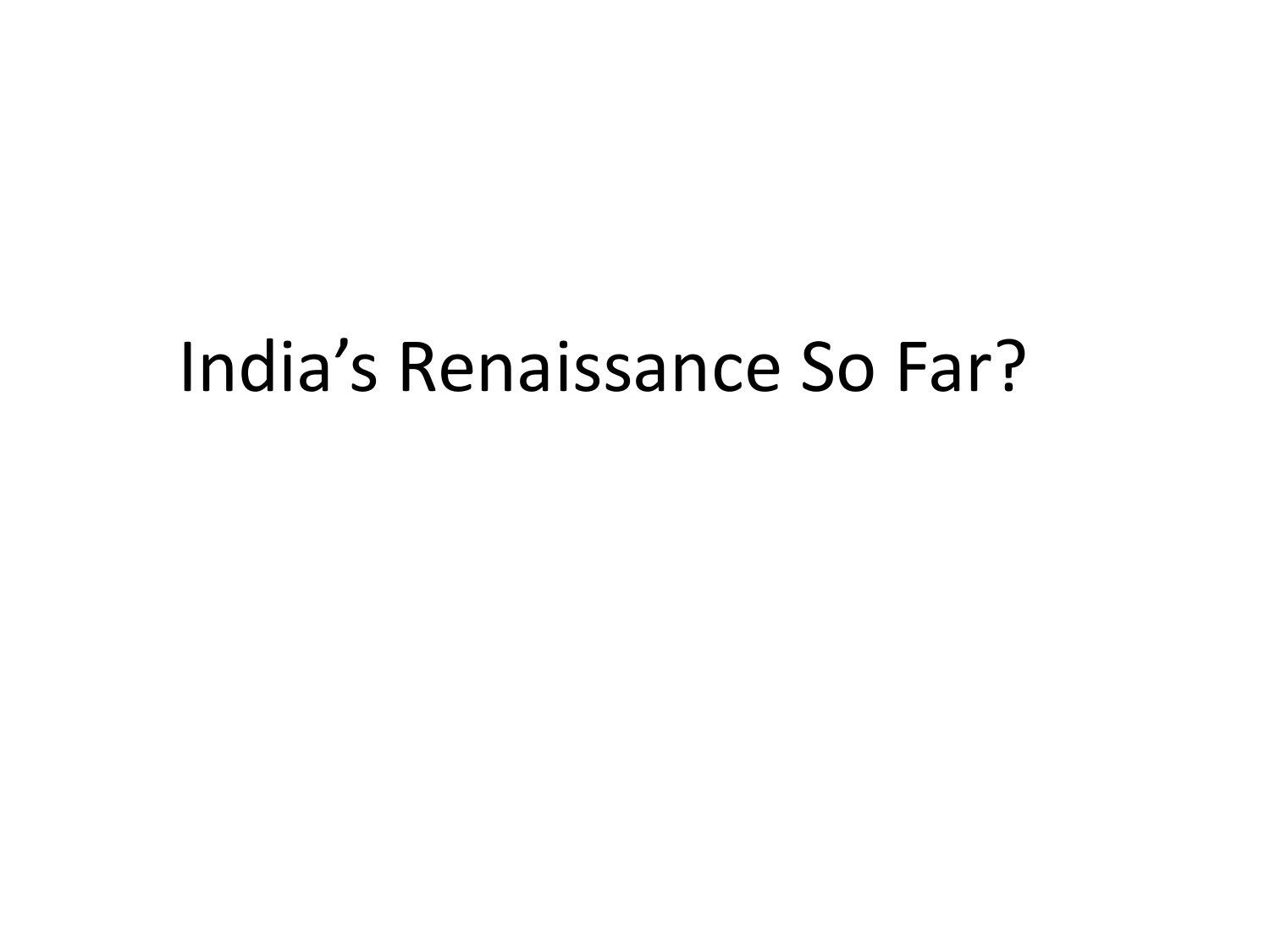# India’s Renaissance So Far?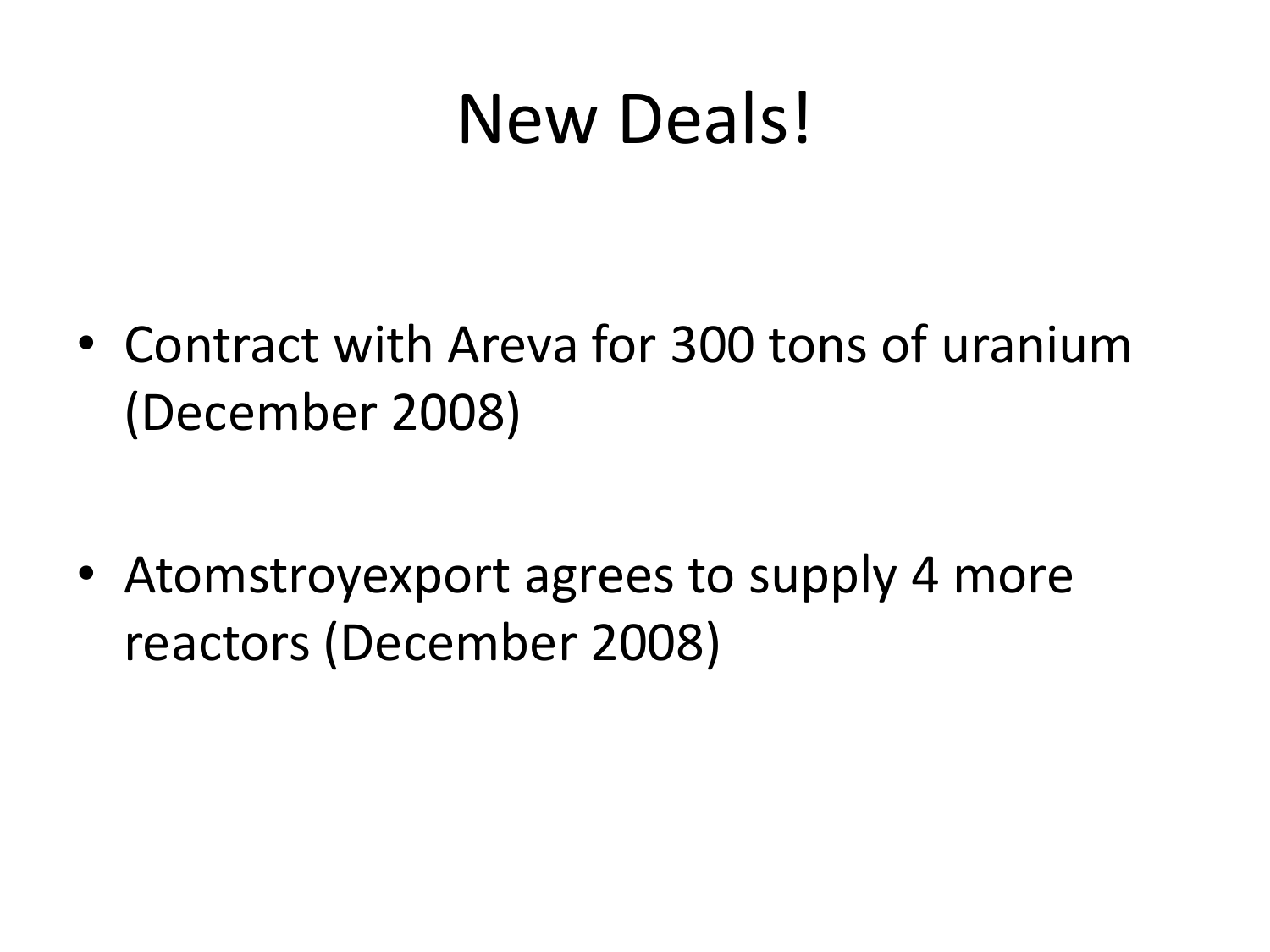# New Deals!

- Contract with Areva for 300 tons of uranium (December 2008)
- Atomstroyexport agrees to supply 4 more reactors (December 2008)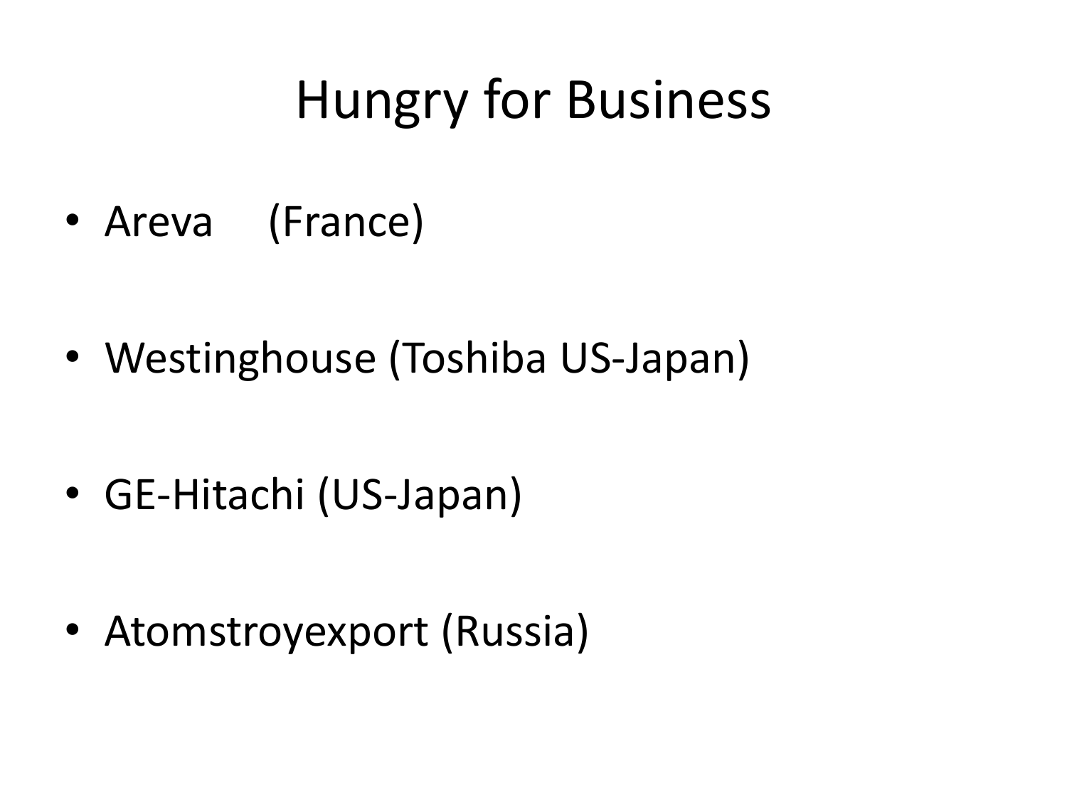# Hungry for Business

- Areva (France)
- Westinghouse (Toshiba US-Japan)
- GE-Hitachi (US-Japan)
- Atomstroyexport (Russia)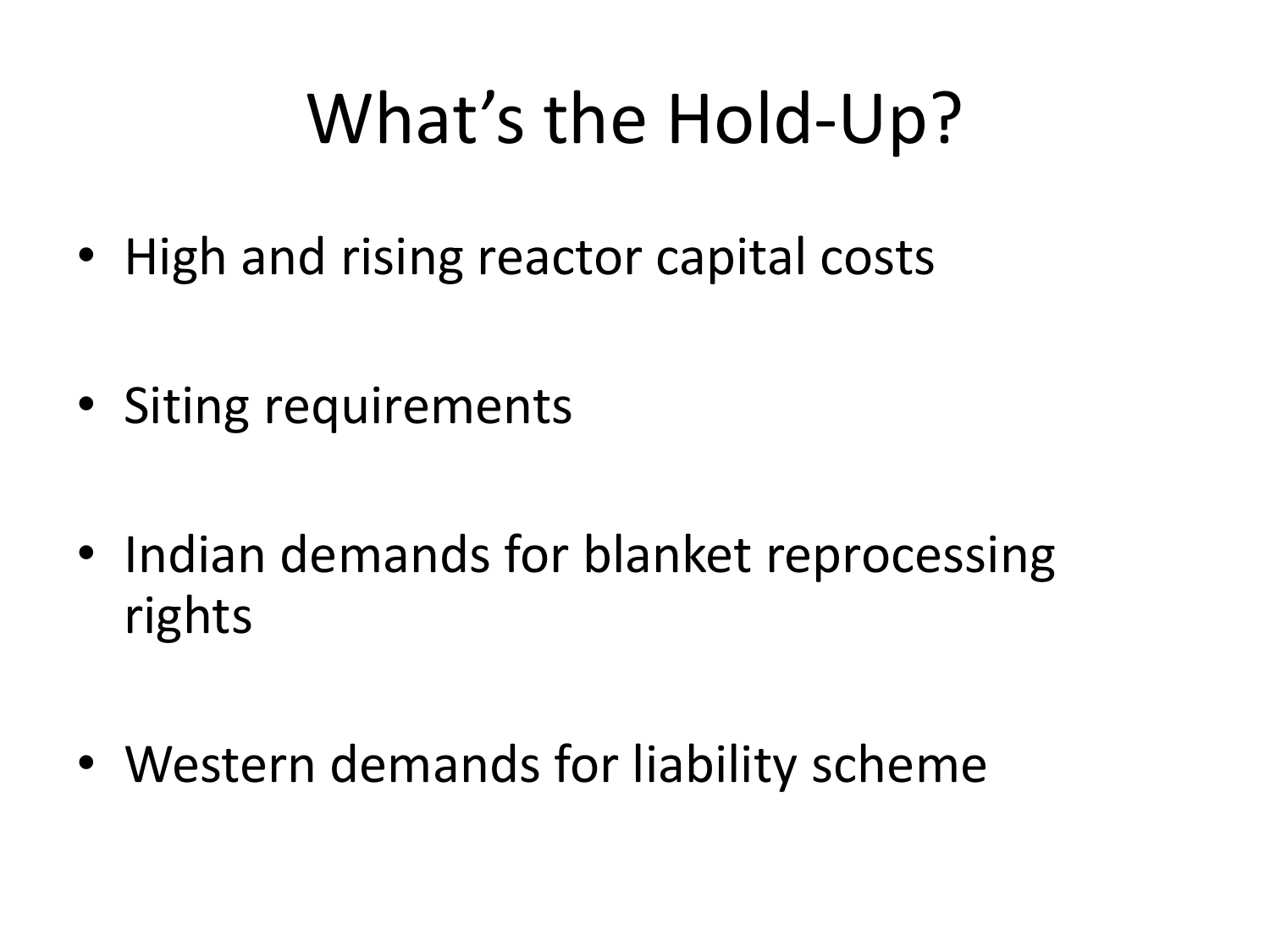# What's the Hold-Up?

- High and rising reactor capital costs
- Siting requirements
- Indian demands for blanket reprocessing rights
- Western demands for liability scheme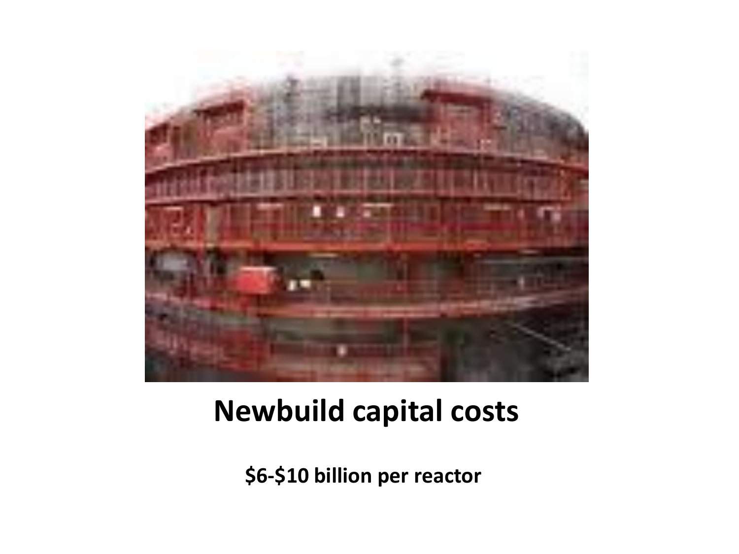# Newbuild capital costs

**$6-$10 billion per reactor**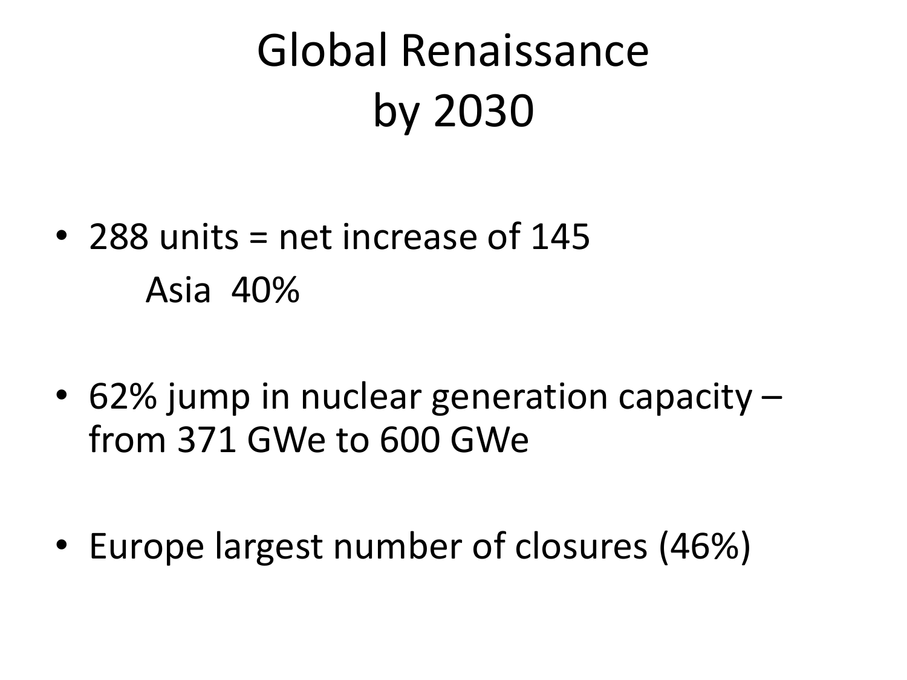# Global Renaissance by 2030

- 288 units = net increase of 145
  
  Asia 40%

- 62% jump in nuclear generation capacity – from 371 GWe to 600 GWe

- Europe largest number of closures (46%)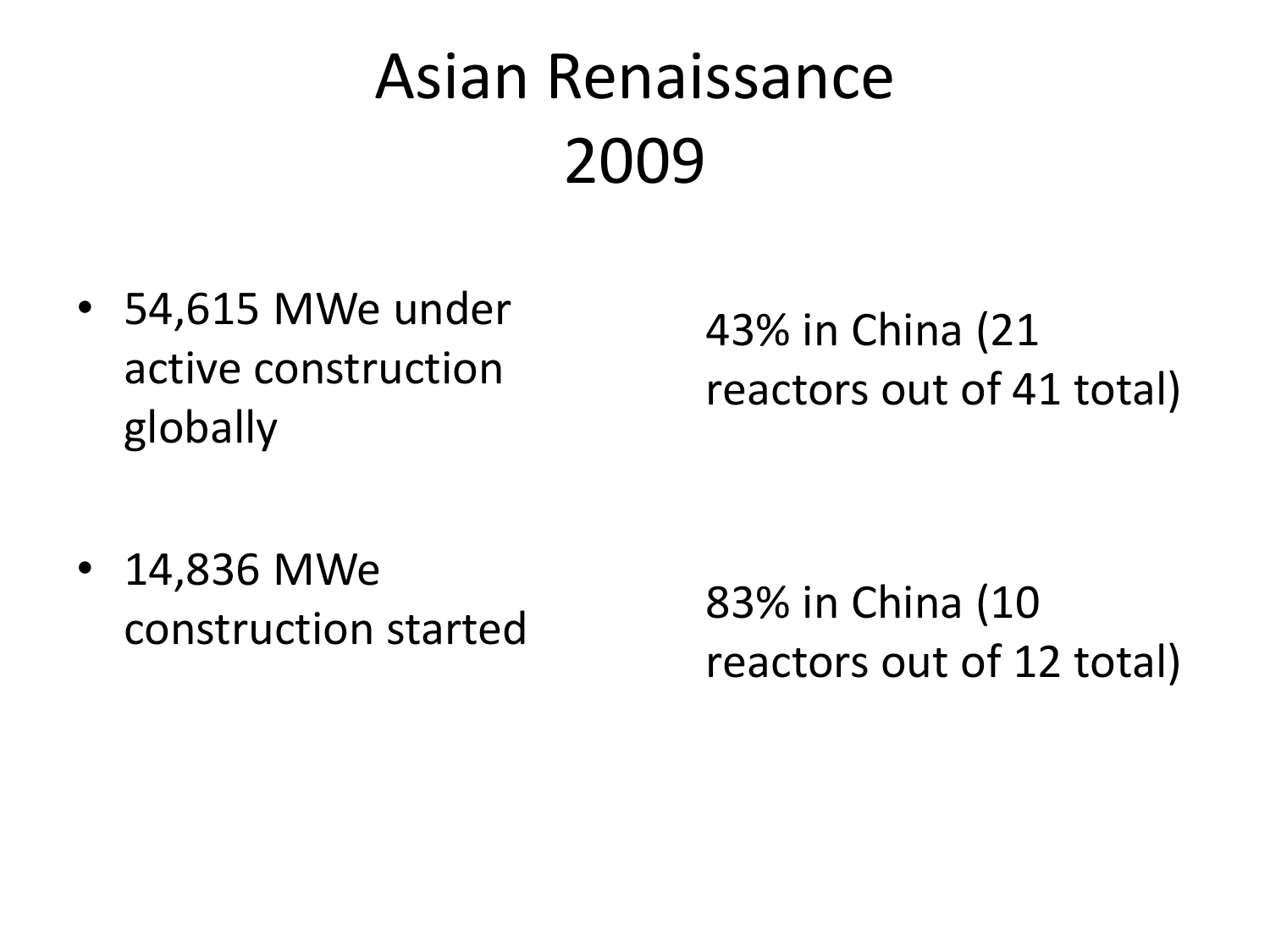# Asian Renaissance 2009

- 54,615 MWe under active construction globally

  43% in China (21 reactors out of 41 total)

- 14,836 MWe construction started

  83% in China (10 reactors out of 12 total)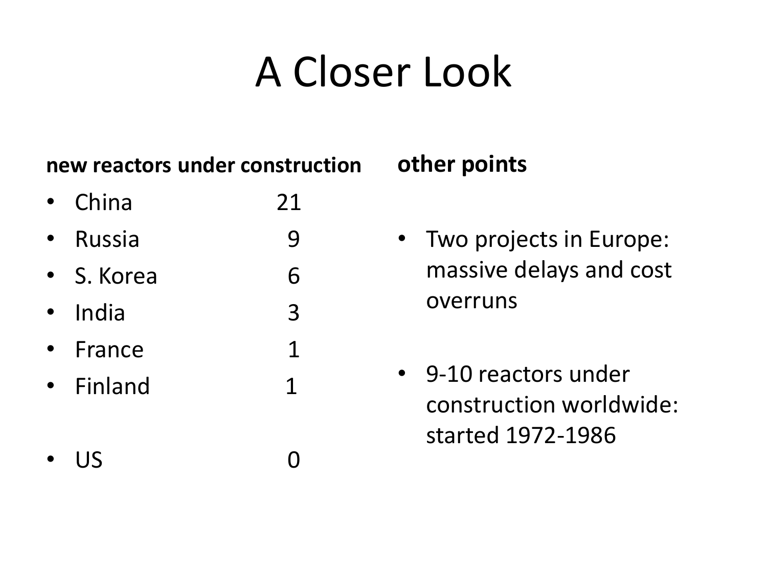# A Closer Look

**new reactors under construction**

- China 21
- Russia 9
- S. Korea 6
- India 3
- France 1
- Finland 1

- US 0

**other points**

- Two projects in Europe: massive delays and cost overruns

- 9-10 reactors under construction worldwide: started 1972-1986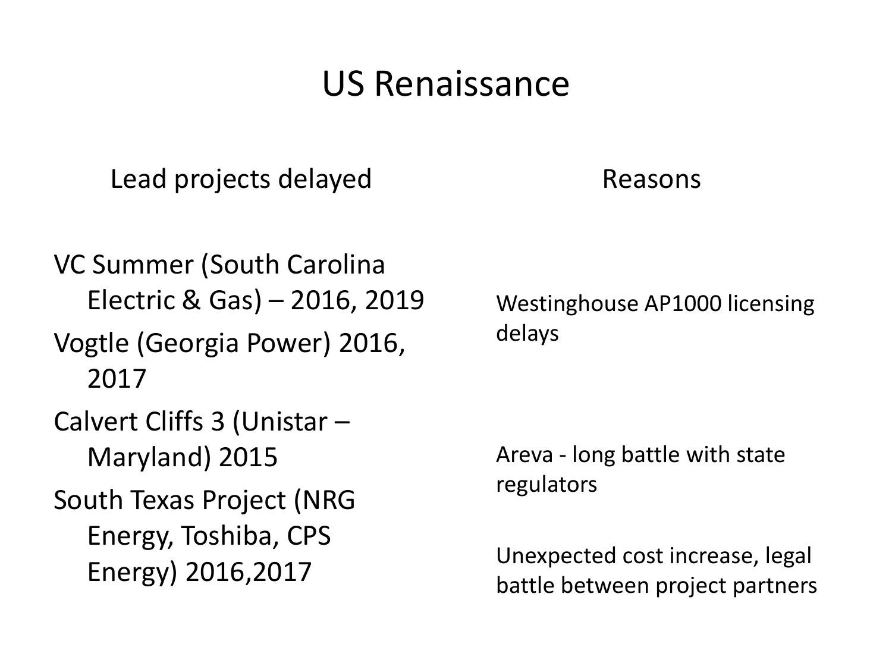# US Renaissance

| Lead projects delayed | Reasons |
| --- | --- |
| VC Summer (South Carolina Electric & Gas) – 2016, 2019<br>Vogtle (Georgia Power) 2016, 2017 | Westinghouse AP1000 licensing delays |
| Calvert Cliffs 3 (Unistar – Maryland) 2015 | Areva - long battle with state regulators |
| South Texas Project (NRG Energy, Toshiba, CPS Energy) 2016,2017 | Unexpected cost increase, legal battle between project partners |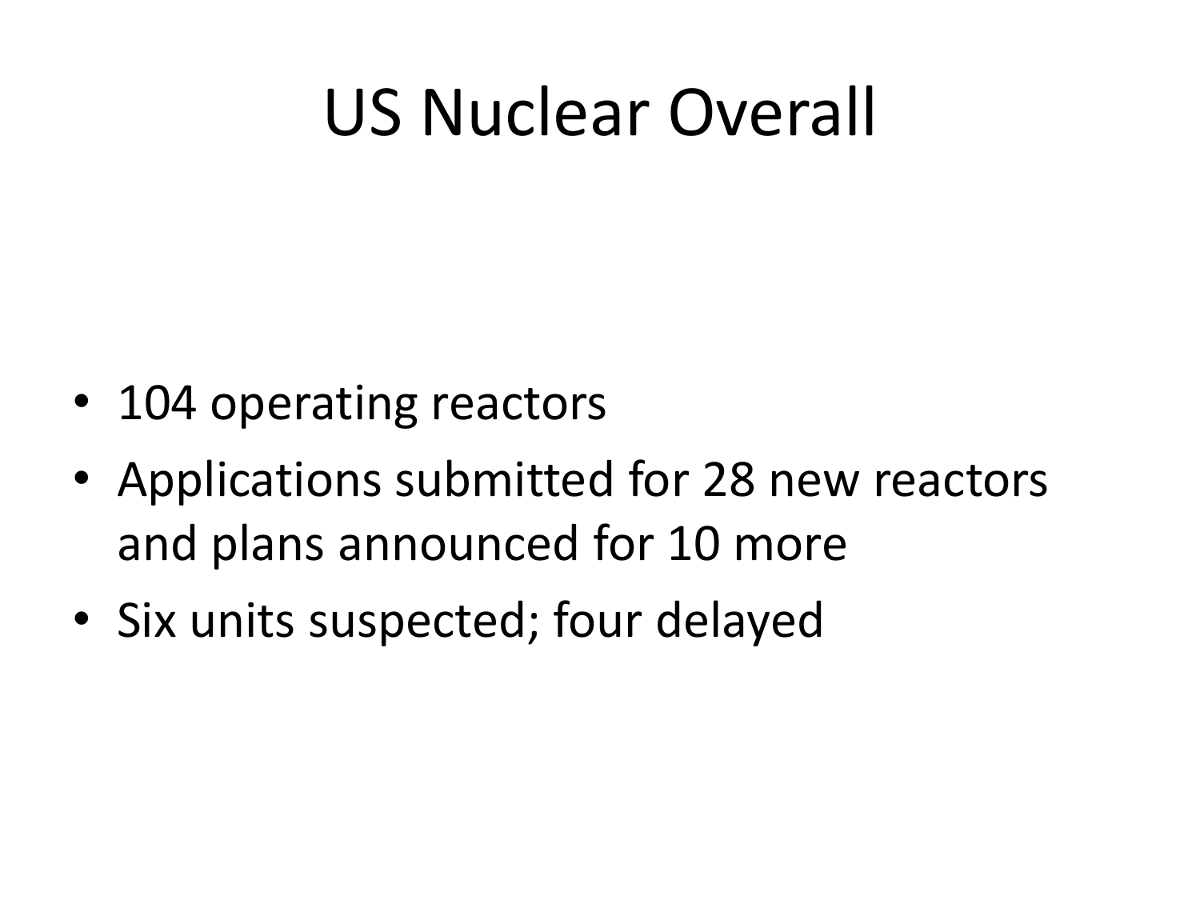# US Nuclear Overall

- 104 operating reactors
- Applications submitted for 28 new reactors and plans announced for 10 more
- Six units suspected; four delayed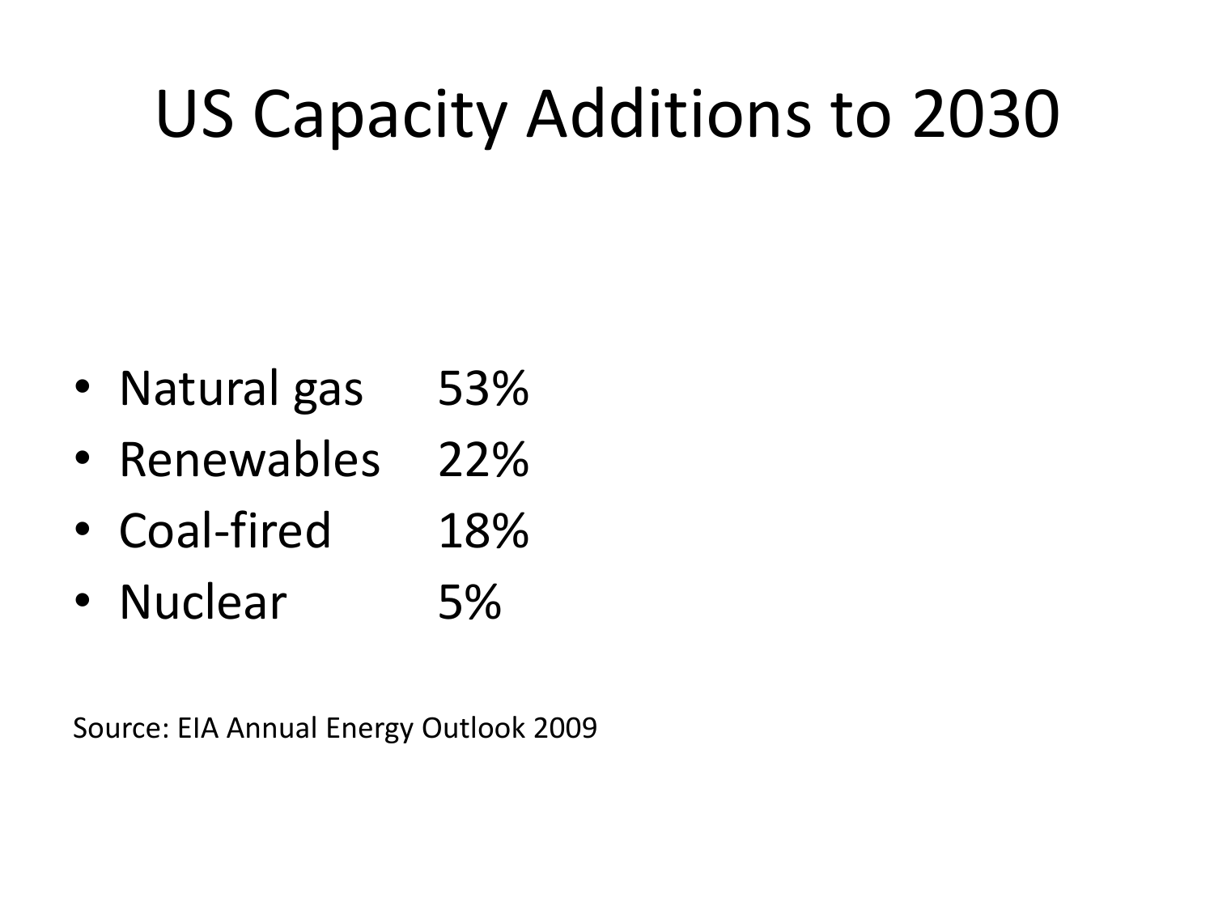# US Capacity Additions to 2030

- Natural gas 53%
- Renewables 22%
- Coal-fired 18%
- Nuclear 5%

Source: EIA Annual Energy Outlook 2009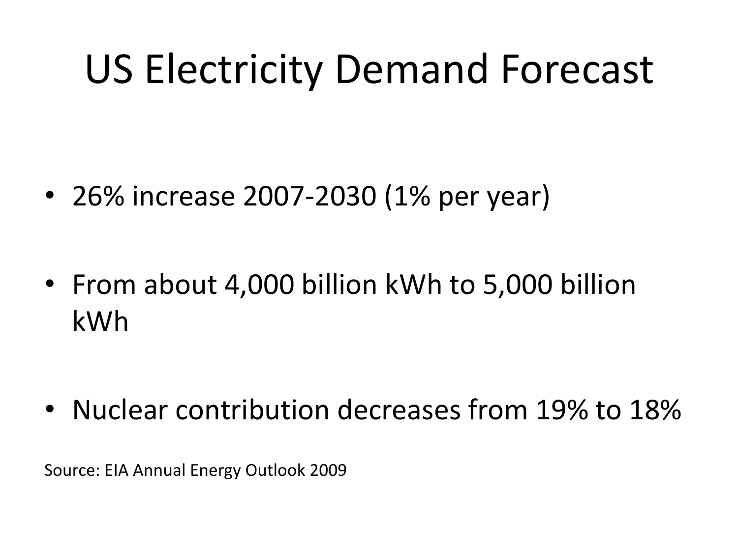# US Electricity Demand Forecast

- 26% increase 2007-2030 (1% per year)
- From about 4,000 billion kWh to 5,000 billion kWh
- Nuclear contribution decreases from 19% to 18%

Source: EIA Annual Energy Outlook 2009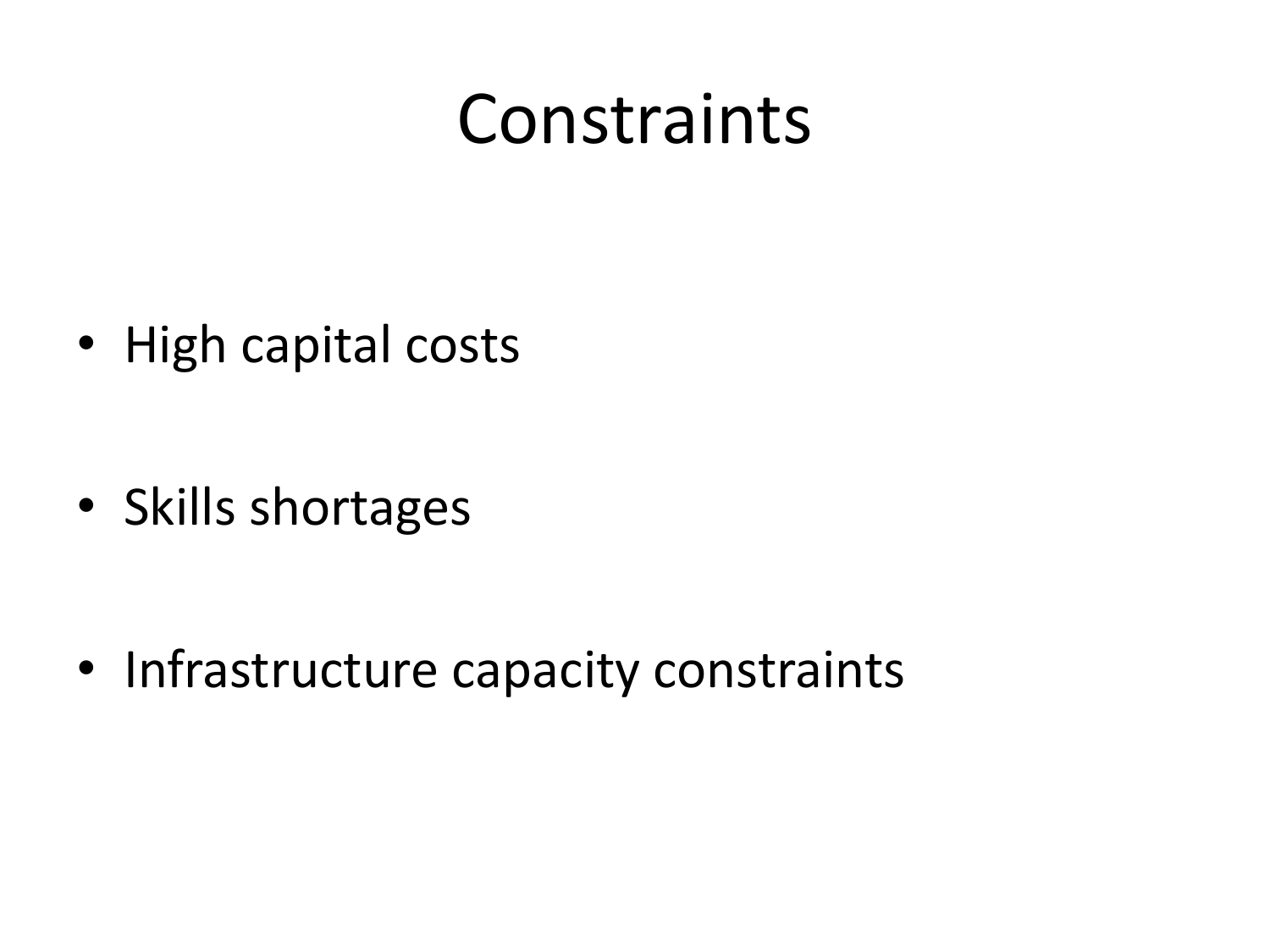# Constraints

- High capital costs
- Skills shortages
- Infrastructure capacity constraints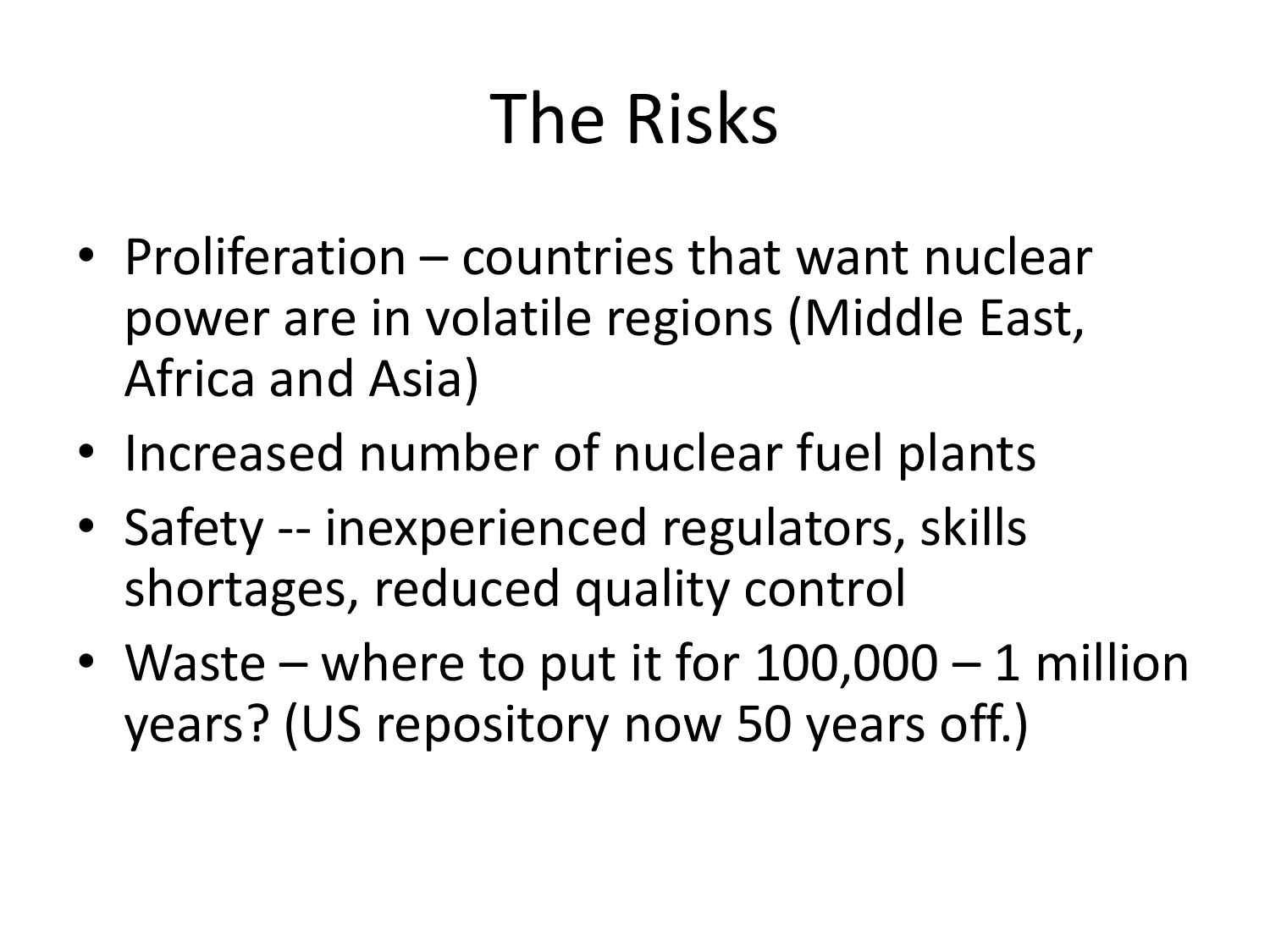# The Risks

- Proliferation – countries that want nuclear power are in volatile regions (Middle East, Africa and Asia)
- Increased number of nuclear fuel plants
- Safety -- inexperienced regulators, skills shortages, reduced quality control
- Waste – where to put it for 100,000 – 1 million years? (US repository now 50 years off.)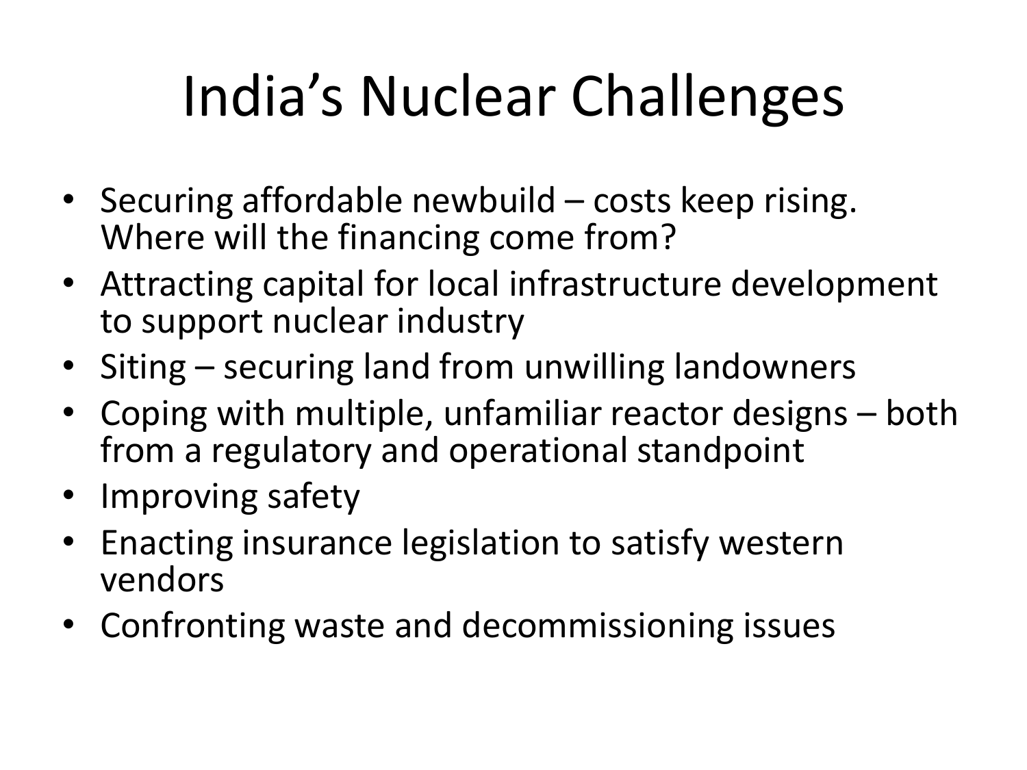# India's Nuclear Challenges

- Securing affordable newbuild – costs keep rising. Where will the financing come from?
- Attracting capital for local infrastructure development to support nuclear industry
- Siting – securing land from unwilling landowners
- Coping with multiple, unfamiliar reactor designs – both from a regulatory and operational standpoint
- Improving safety
- Enacting insurance legislation to satisfy western vendors
- Confronting waste and decommissioning issues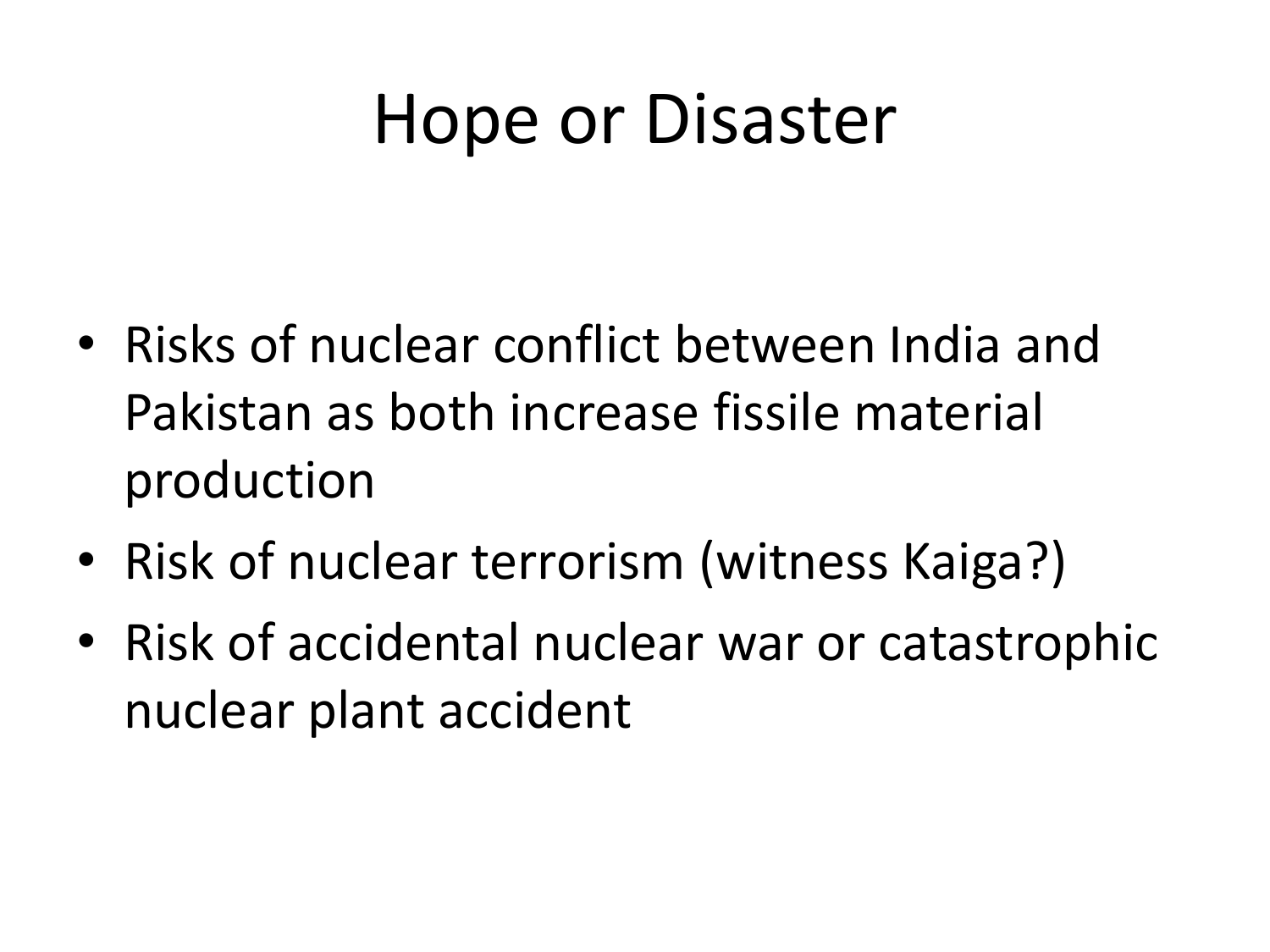# Hope or Disaster

- Risks of nuclear conflict between India and Pakistan as both increase fissile material production
- Risk of nuclear terrorism (witness Kaiga?)
- Risk of accidental nuclear war or catastrophic nuclear plant accident